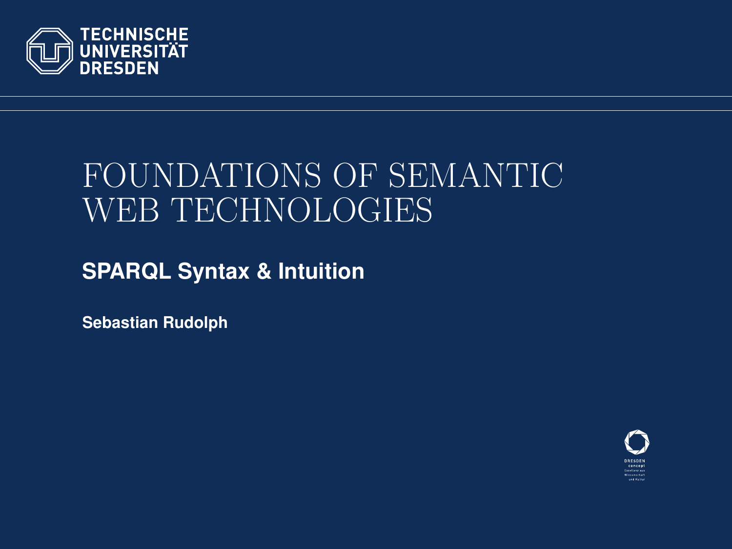TECHNISCHE UNIVERSITÄT DRESDEN

# FOUNDATIONS OF SEMANTIC WEB TECHNOLOGIES

## SPARQL Syntax & Intuition

**Sebastian Rudolph**

DRESDEN concept
Exzellenz aus Wissenschaft und Kultur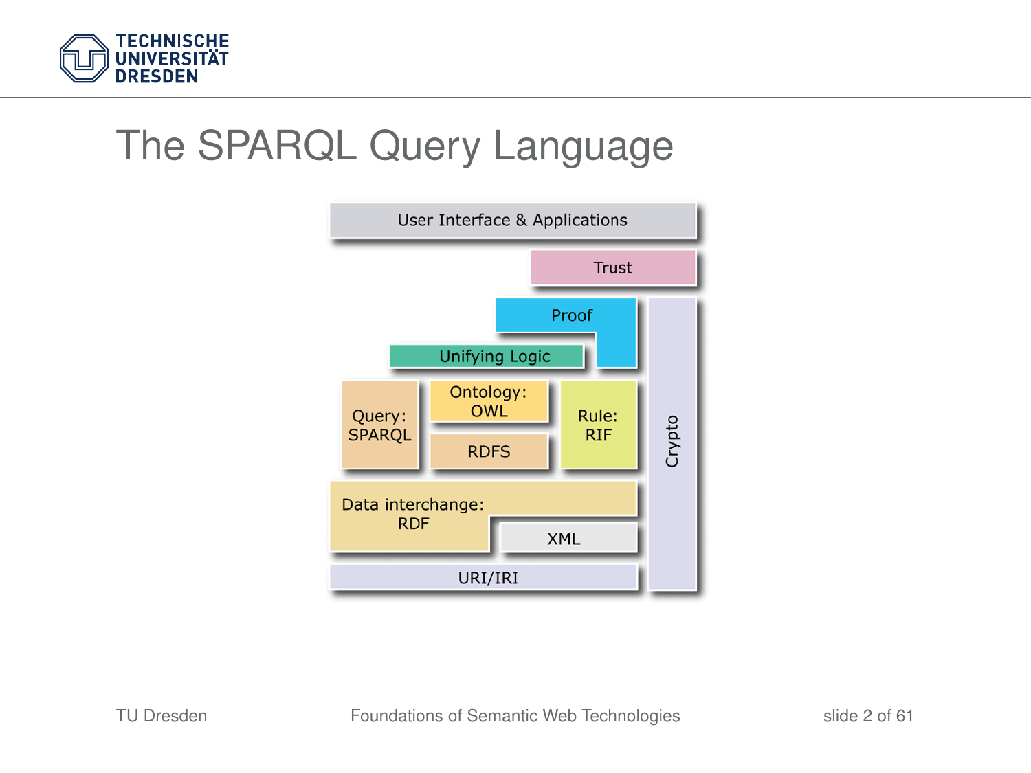# The SPARQL Query Language

User Interface & Applications

Trust

Proof

Unifying Logic

Query: SPARQL

Ontology: OWL

RDFS

Rule: RIF

Crypto

Data interchange: RDF

XML

URI/IRI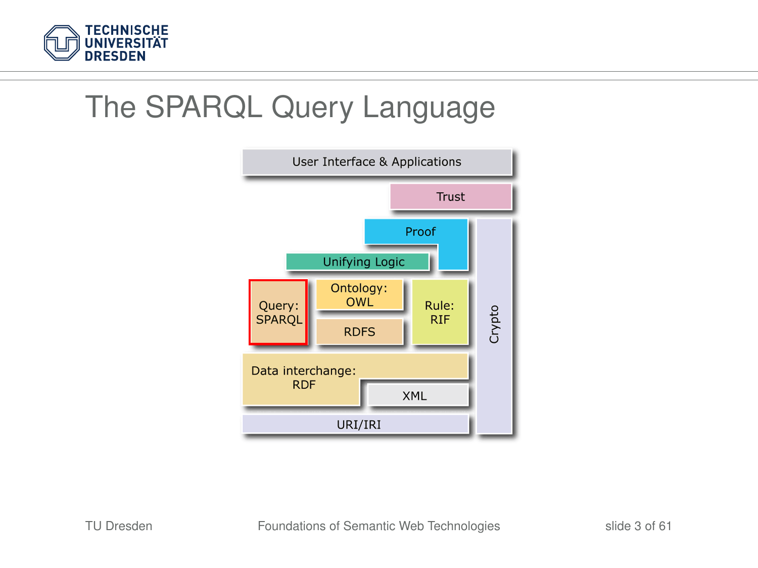# The SPARQL Query Language

User Interface & Applications

Trust

Proof

Unifying Logic

Query: SPARQL

Ontology: OWL

RDFS

Rule: RIF

Crypto

Data interchange: RDF

XML

URI/IRI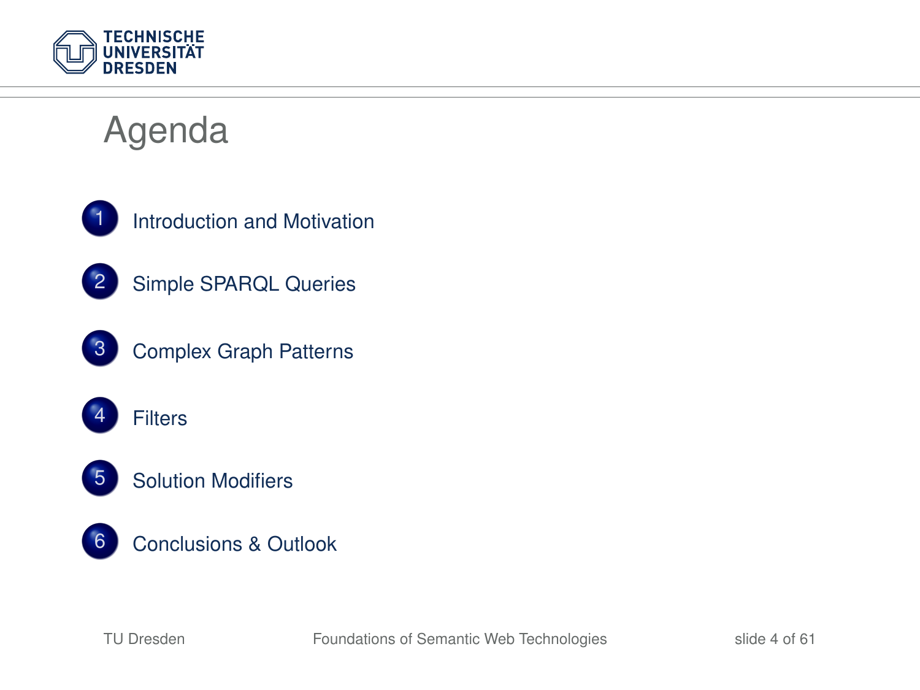# Agenda

1. Introduction and Motivation
2. Simple SPARQL Queries
3. Complex Graph Patterns
4. Filters
5. Solution Modifiers
6. Conclusions & Outlook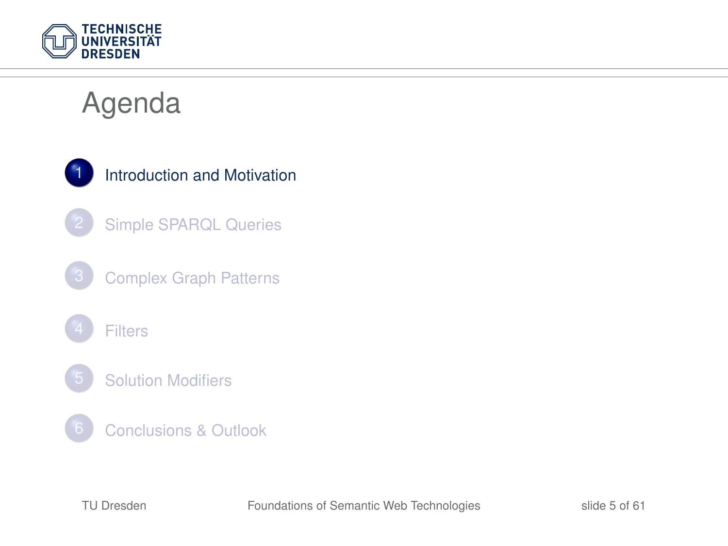# Agenda

1. Introduction and Motivation
2. Simple SPARQL Queries
3. Complex Graph Patterns
4. Filters
5. Solution Modifiers
6. Conclusions & Outlook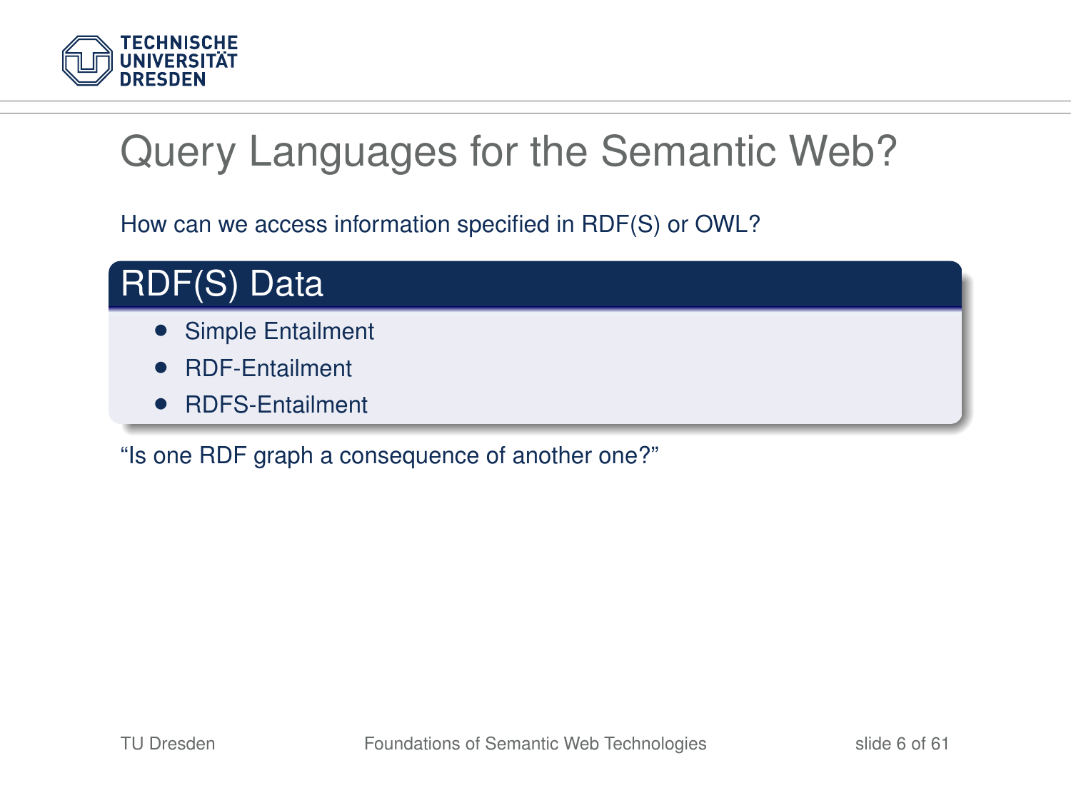# Query Languages for the Semantic Web?

How can we access information specified in RDF(S) or OWL?

## RDF(S) Data

- Simple Entailment
- RDF-Entailment
- RDFS-Entailment

"Is one RDF graph a consequence of another one?"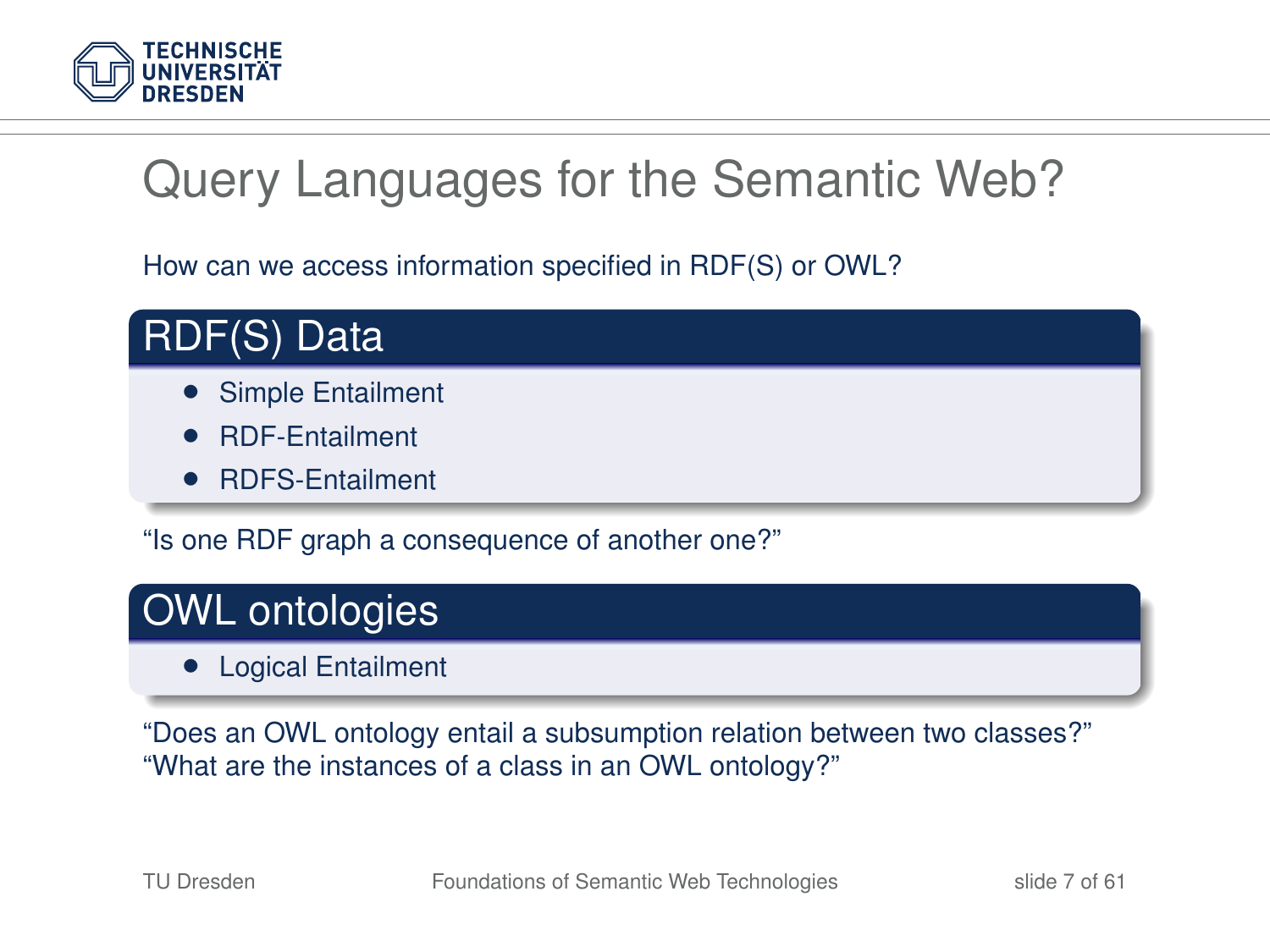# Query Languages for the Semantic Web?

How can we access information specified in RDF(S) or OWL?

## RDF(S) Data

- Simple Entailment
- RDF-Entailment
- RDFS-Entailment

"Is one RDF graph a consequence of another one?"

## OWL ontologies

- Logical Entailment

"Does an OWL ontology entail a subsumption relation between two classes?"
"What are the instances of a class in an OWL ontology?"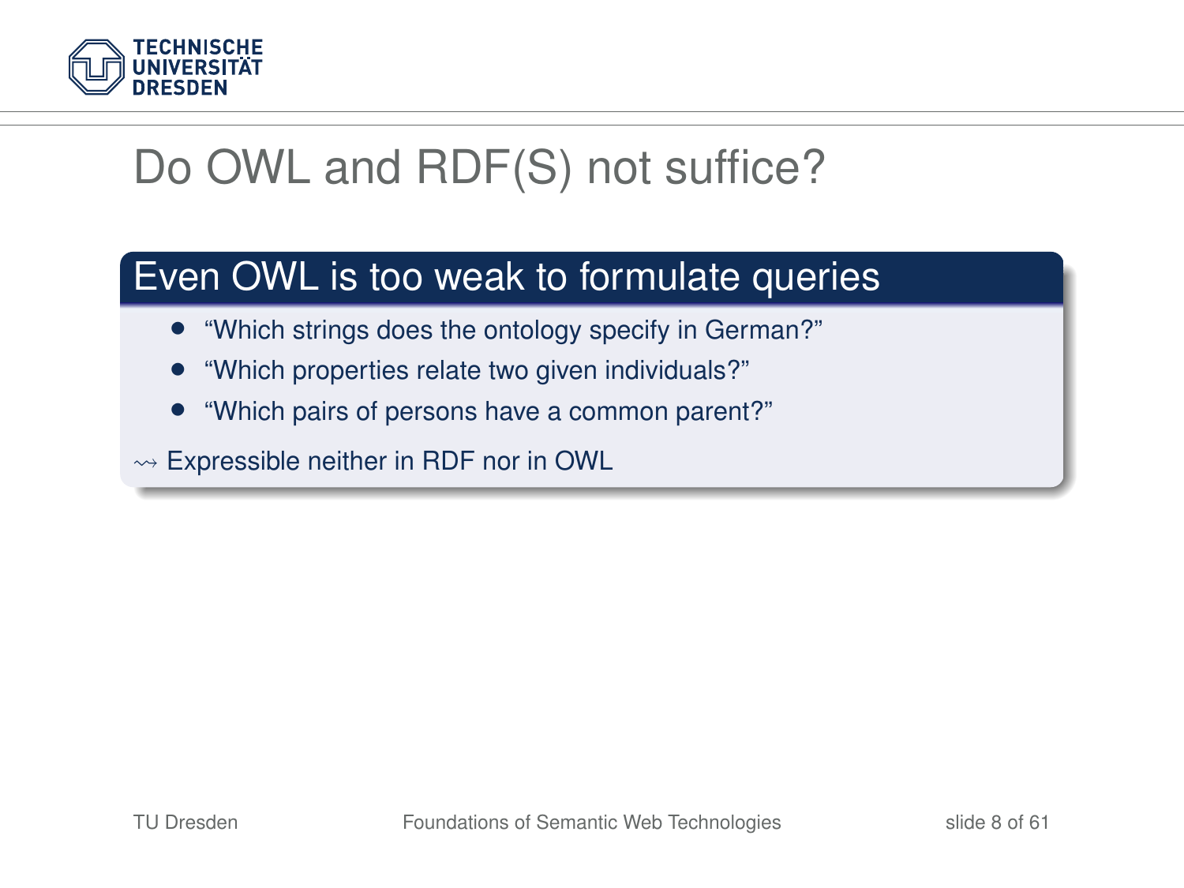# Do OWL and RDF(S) not suffice?

## Even OWL is too weak to formulate queries

- “Which strings does the ontology specify in German?”
- “Which properties relate two given individuals?”
- “Which pairs of persons have a common parent?”

$\leadsto$ Expressible neither in RDF nor in OWL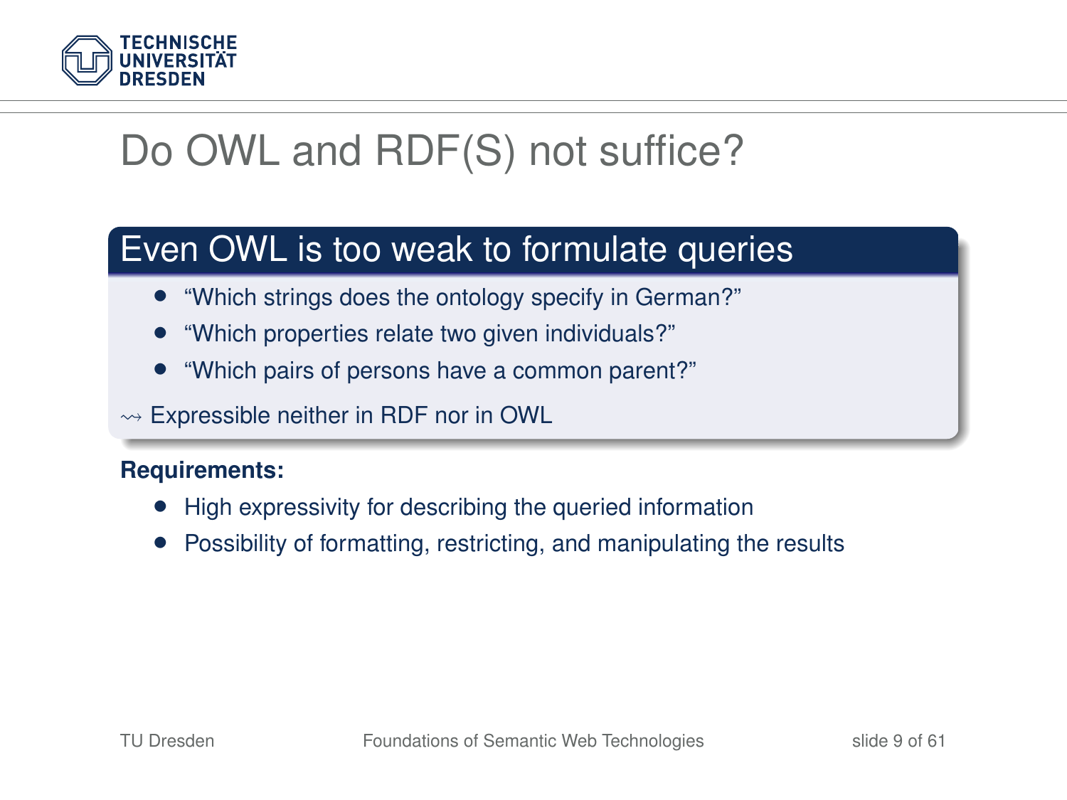# Do OWL and RDF(S) not suffice?

## Even OWL is too weak to formulate queries

- “Which strings does the ontology specify in German?”
- “Which properties relate two given individuals?”
- “Which pairs of persons have a common parent?”

$\leadsto$ Expressible neither in RDF nor in OWL

**Requirements:**

- High expressivity for describing the queried information
- Possibility of formatting, restricting, and manipulating the results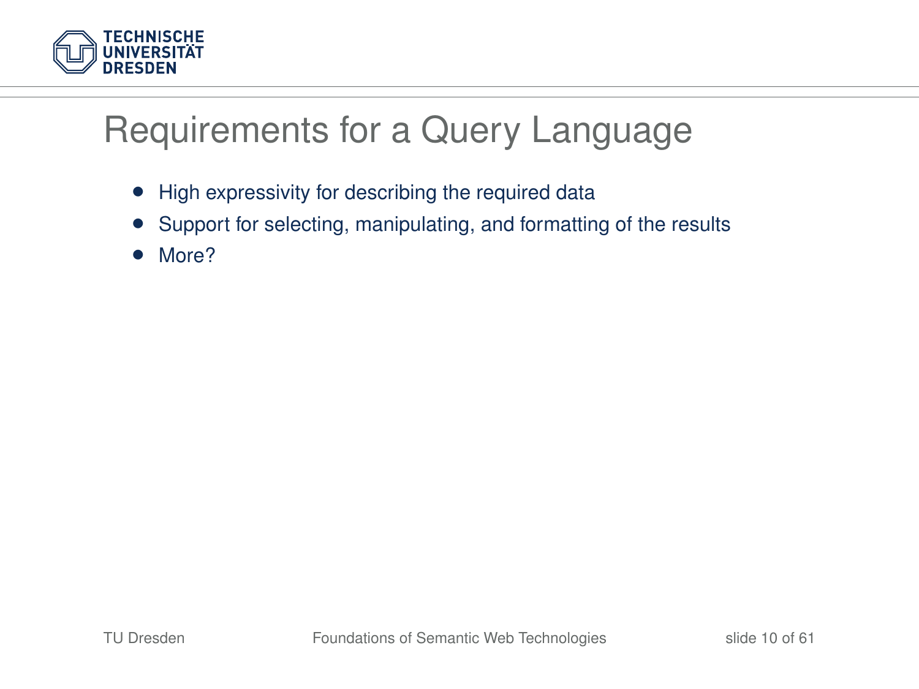# Requirements for a Query Language

- High expressivity for describing the required data
- Support for selecting, manipulating, and formatting of the results
- More?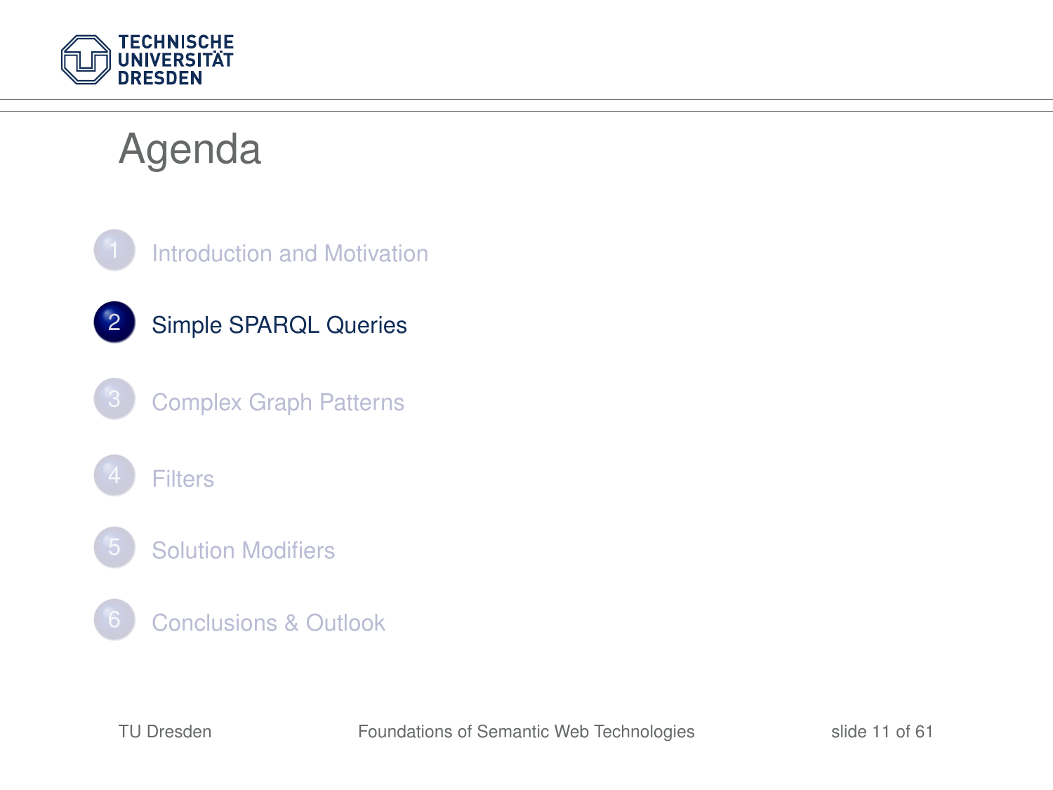# Agenda

1. Introduction and Motivation
2. **Simple SPARQL Queries**
3. Complex Graph Patterns
4. Filters
5. Solution Modifiers
6. Conclusions & Outlook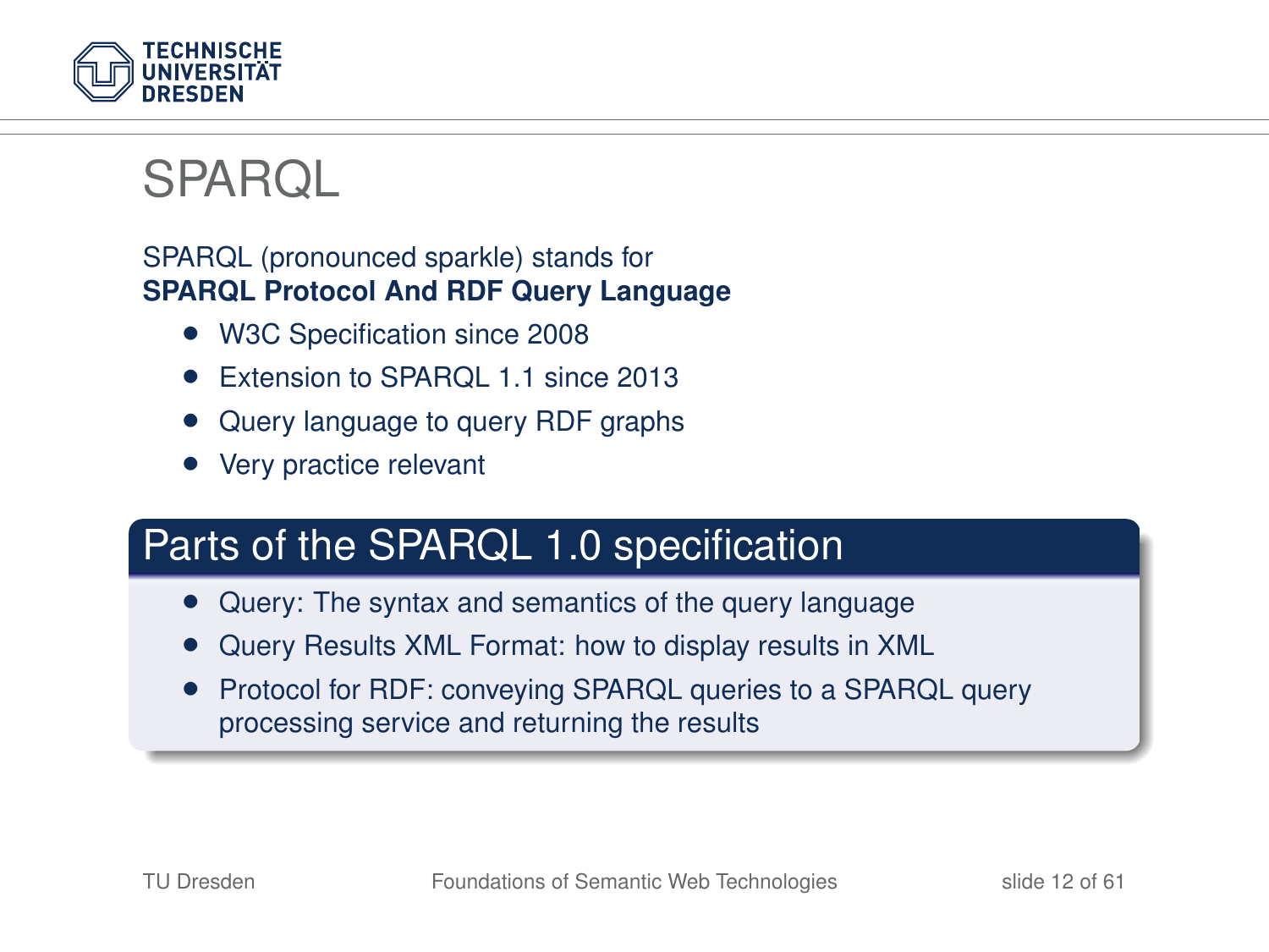# SPARQL

SPARQL (pronounced sparkle) stands for
**SPARQL Protocol And RDF Query Language**

- W3C Specification since 2008
- Extension to SPARQL 1.1 since 2013
- Query language to query RDF graphs
- Very practice relevant

## Parts of the SPARQL 1.0 specification

- Query: The syntax and semantics of the query language
- Query Results XML Format: how to display results in XML
- Protocol for RDF: conveying SPARQL queries to a SPARQL query processing service and returning the results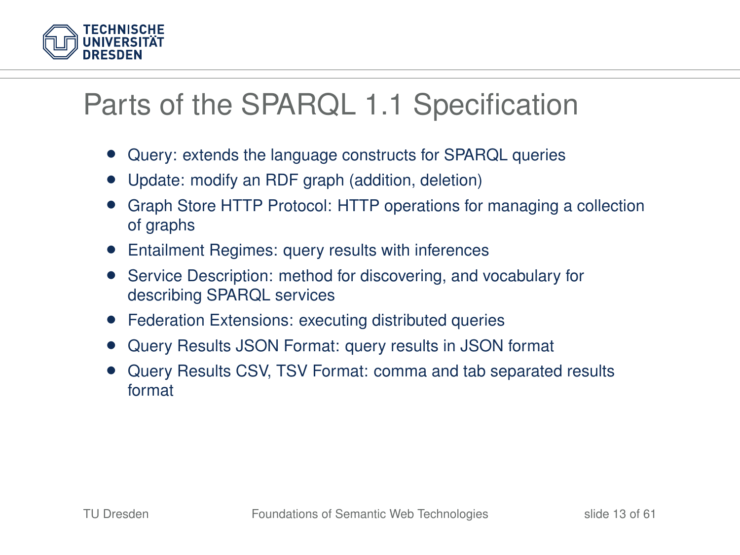# Parts of the SPARQL 1.1 Specification

- Query: extends the language constructs for SPARQL queries
- Update: modify an RDF graph (addition, deletion)
- Graph Store HTTP Protocol: HTTP operations for managing a collection of graphs
- Entailment Regimes: query results with inferences
- Service Description: method for discovering, and vocabulary for describing SPARQL services
- Federation Extensions: executing distributed queries
- Query Results JSON Format: query results in JSON format
- Query Results CSV, TSV Format: comma and tab separated results format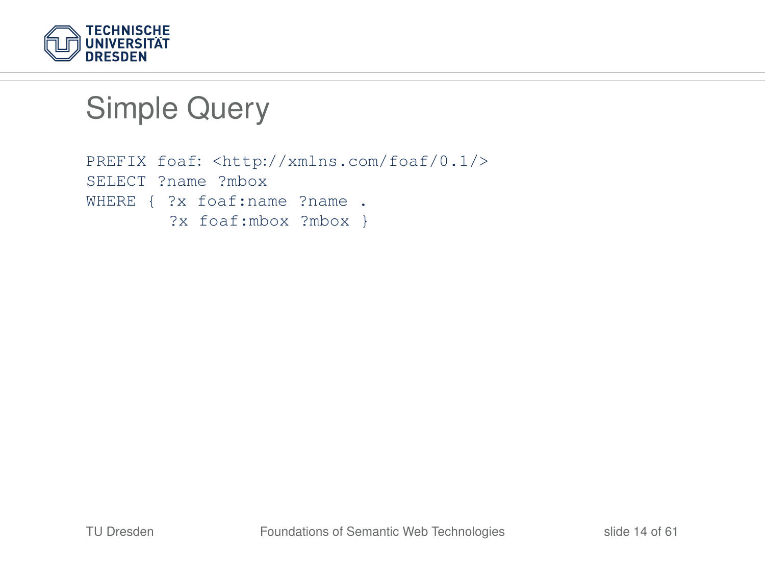# Simple Query

```
PREFIX foaf: <http://xmlns.com/foaf/0.1/>
SELECT ?name ?mbox
WHERE { ?x foaf:name ?name .
        ?x foaf:mbox ?mbox }
```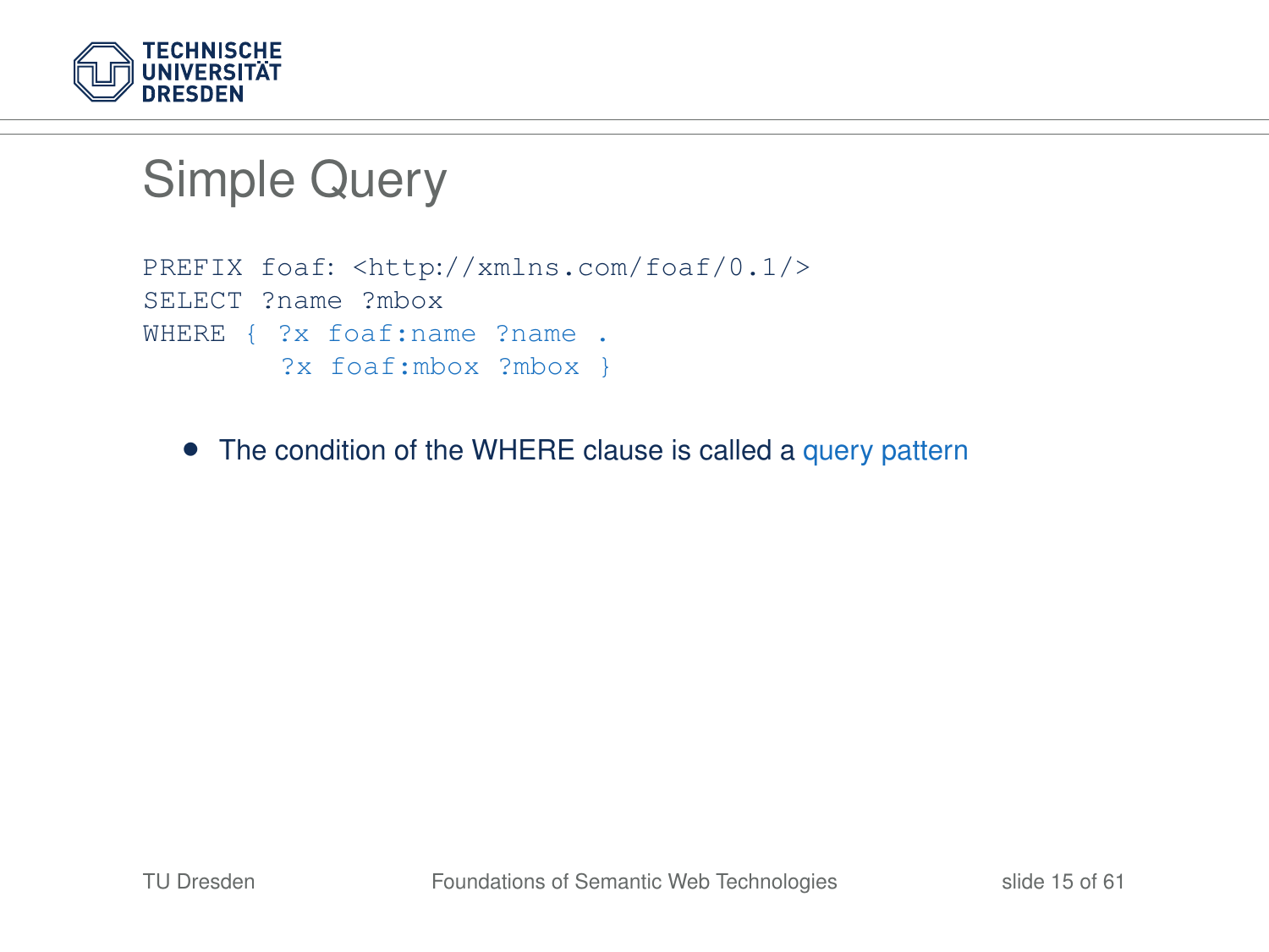# Simple Query

```
PREFIX foaf: <http://xmlns.com/foaf/0.1/>
SELECT ?name ?mbox
WHERE { ?x foaf:name ?name .
        ?x foaf:mbox ?mbox }
```

- The condition of the WHERE clause is called a query pattern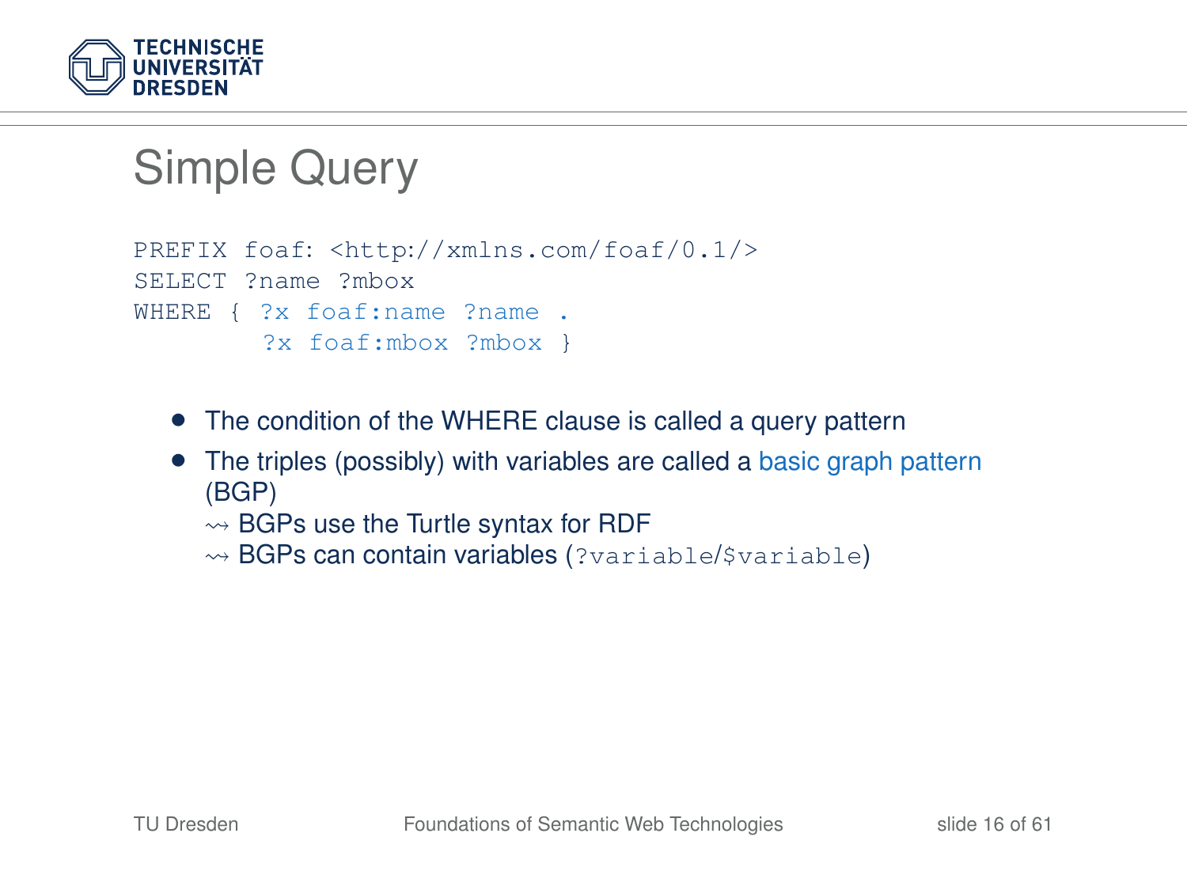# Simple Query

```
PREFIX foaf: <http://xmlns.com/foaf/0.1/>
SELECT ?name ?mbox
WHERE { ?x foaf:name ?name .
        ?x foaf:mbox ?mbox }
```

- The condition of the WHERE clause is called a query pattern
- The triples (possibly) with variables are called a basic graph pattern (BGP)
  - ⇝ BGPs use the Turtle syntax for RDF
  - ⇝ BGPs can contain variables (`?variable`/`$variable`)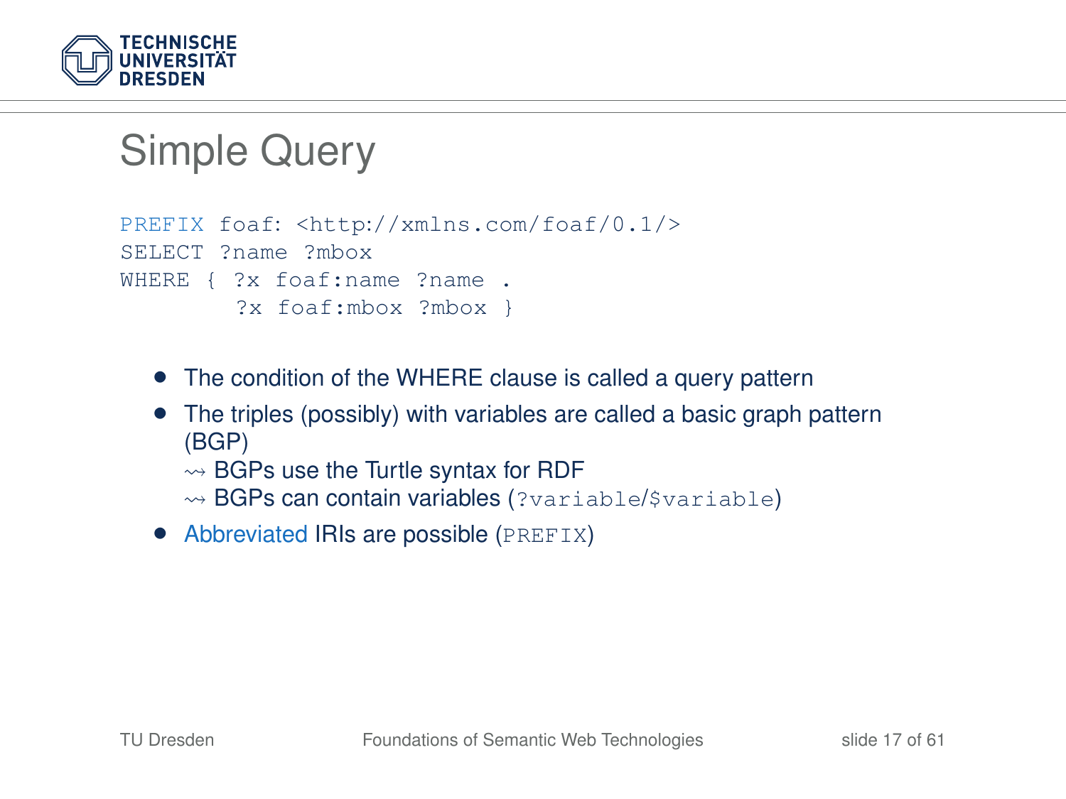# Simple Query

```
PREFIX foaf: <http://xmlns.com/foaf/0.1/>
SELECT ?name ?mbox
WHERE { ?x foaf:name ?name .
        ?x foaf:mbox ?mbox }
```

- The condition of the WHERE clause is called a query pattern
- The triples (possibly) with variables are called a basic graph pattern (BGP)
  - ⇝ BGPs use the Turtle syntax for RDF
  - ⇝ BGPs can contain variables (`?variable`/`$variable`)
- Abbreviated IRIs are possible (`PREFIX`)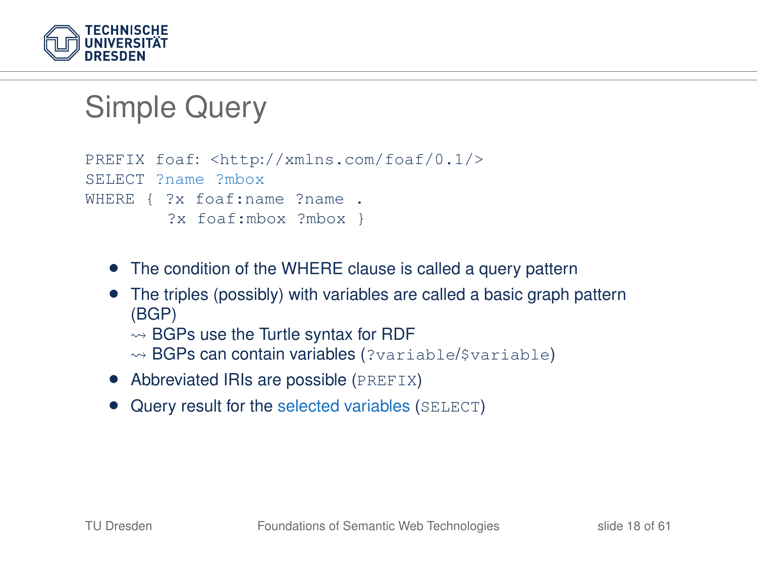# Simple Query

```
PREFIX foaf: <http://xmlns.com/foaf/0.1/>
SELECT ?name ?mbox
WHERE { ?x foaf:name ?name .
        ?x foaf:mbox ?mbox }
```

- The condition of the WHERE clause is called a query pattern
- The triples (possibly) with variables are called a basic graph pattern (BGP)
  - ⇝ BGPs use the Turtle syntax for RDF
  - ⇝ BGPs can contain variables (`?variable`/`$variable`)
- Abbreviated IRIs are possible (`PREFIX`)
- Query result for the selected variables (`SELECT`)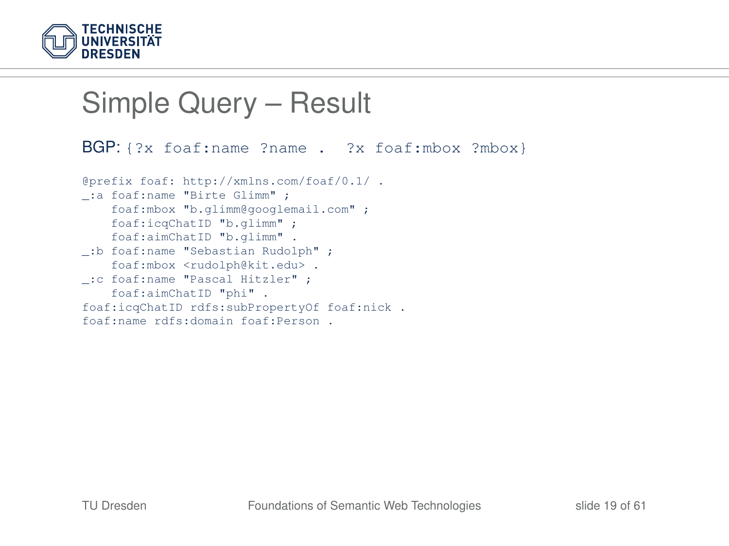# Simple Query – Result

BGP: `{?x foaf:name ?name . ?x foaf:mbox ?mbox}`

```
@prefix foaf: http://xmlns.com/foaf/0.1/ .
_:a foaf:name "Birte Glimm" ;
    foaf:mbox "b.glimm@googlemail.com" ;
    foaf:icqChatID "b.glimm" ;
    foaf:aimChatID "b.glimm" .
_:b foaf:name "Sebastian Rudolph" ;
    foaf:mbox <rudolph@kit.edu> .
_:c foaf:name "Pascal Hitzler" ;
    foaf:aimChatID "phi" .
foaf:icqChatID rdfs:subPropertyOf foaf:nick .
foaf:name rdfs:domain foaf:Person .
```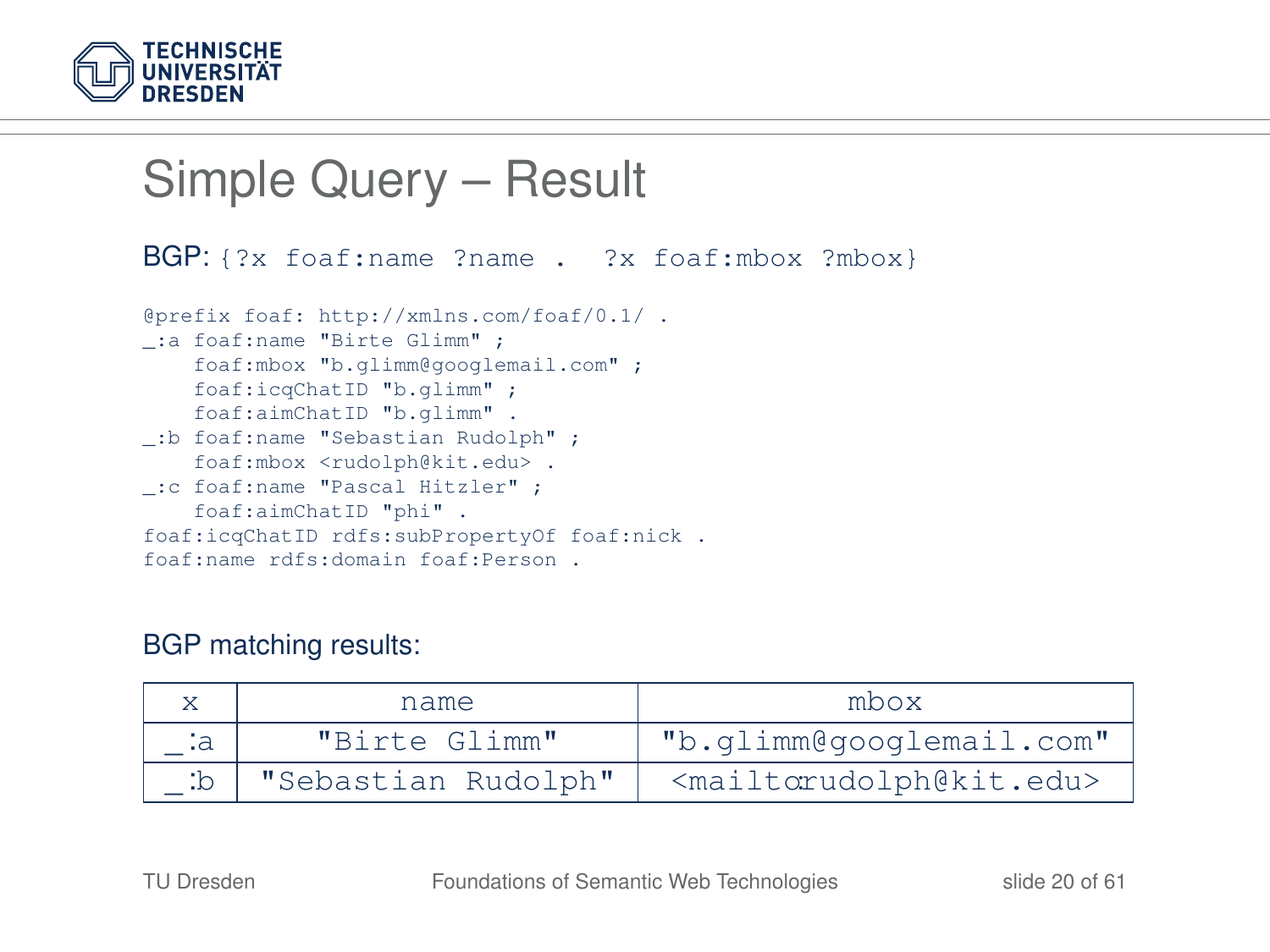# Simple Query – Result

BGP: `{?x foaf:name ?name .  ?x foaf:mbox ?mbox}`

```
@prefix foaf: http://xmlns.com/foaf/0.1/ .
_:a foaf:name "Birte Glimm" ;
    foaf:mbox "b.glimm@googlemail.com" ;
    foaf:icqChatID "b.glimm" ;
    foaf:aimChatID "b.glimm" .
_:b foaf:name "Sebastian Rudolph" ;
    foaf:mbox <rudolph@kit.edu> .
_:c foaf:name "Pascal Hitzler" ;
    foaf:aimChatID "phi" .
foaf:icqChatID rdfs:subPropertyOf foaf:nick .
foaf:name rdfs:domain foaf:Person .
```

BGP matching results:

| x | name | mbox |
|---|---|---|
| _:a | "Birte Glimm" | "b.glimm@googlemail.com" |
| _:b | "Sebastian Rudolph" | <mailto:rudolph@kit.edu> |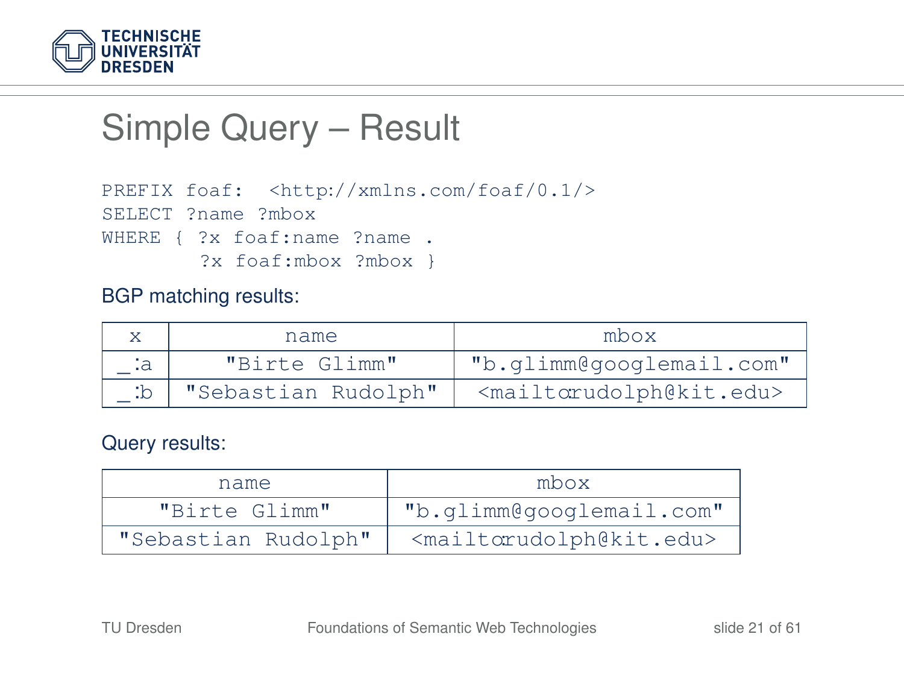# Simple Query – Result

```
PREFIX foaf:  <http://xmlns.com/foaf/0.1/>
SELECT ?name ?mbox
WHERE { ?x foaf:name ?name .
        ?x foaf:mbox ?mbox }
```

BGP matching results:

| x | name | mbox |
|---|---|---|
| _:a | "Birte Glimm" | "b.glimm@googlemail.com" |
| _:b | "Sebastian Rudolph" | <mailto:rudolph@kit.edu> |

Query results:

| name | mbox |
|---|---|
| "Birte Glimm" | "b.glimm@googlemail.com" |
| "Sebastian Rudolph" | <mailto:rudolph@kit.edu> |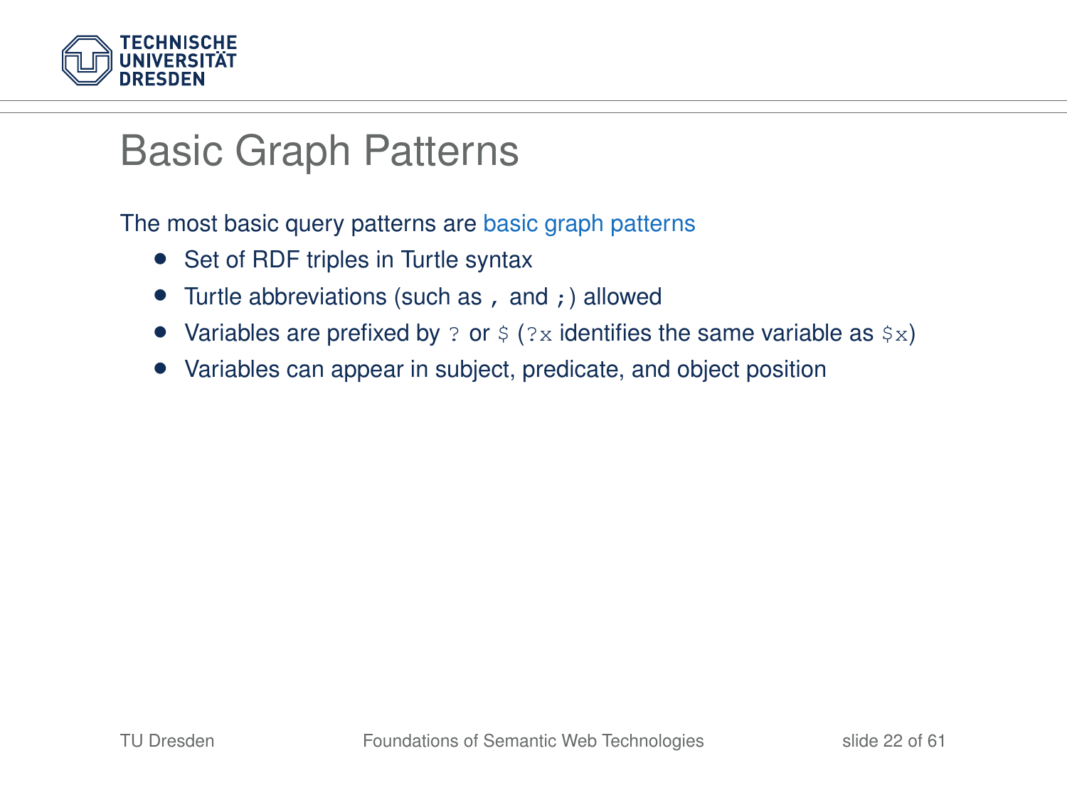# Basic Graph Patterns

The most basic query patterns are basic graph patterns

- Set of RDF triples in Turtle syntax
- Turtle abbreviations (such as `,` and `;`) allowed
- Variables are prefixed by `?` or `$` (`?x` identifies the same variable as `$x`)
- Variables can appear in subject, predicate, and object position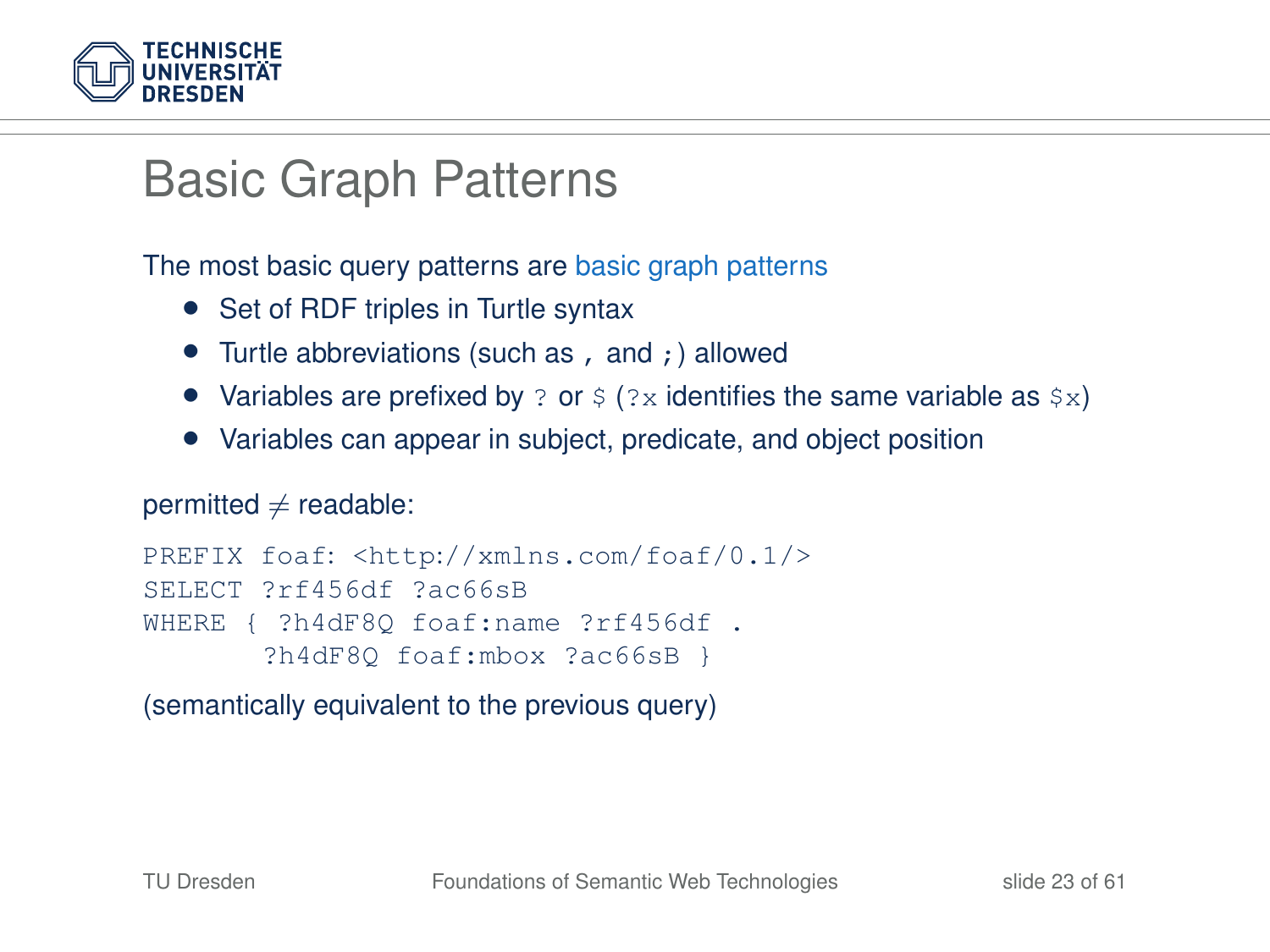# Basic Graph Patterns

The most basic query patterns are basic graph patterns

- Set of RDF triples in Turtle syntax
- Turtle abbreviations (such as `,` and `;`) allowed
- Variables are prefixed by `?` or `$` (`?x` identifies the same variable as `$x`)
- Variables can appear in subject, predicate, and object position

permitted $\neq$ readable:

```
PREFIX foaf: <http://xmlns.com/foaf/0.1/>
SELECT ?rf456df ?ac66sB
WHERE { ?h4dF8Q foaf:name ?rf456df .
       ?h4dF8Q foaf:mbox ?ac66sB }
```

(semantically equivalent to the previous query)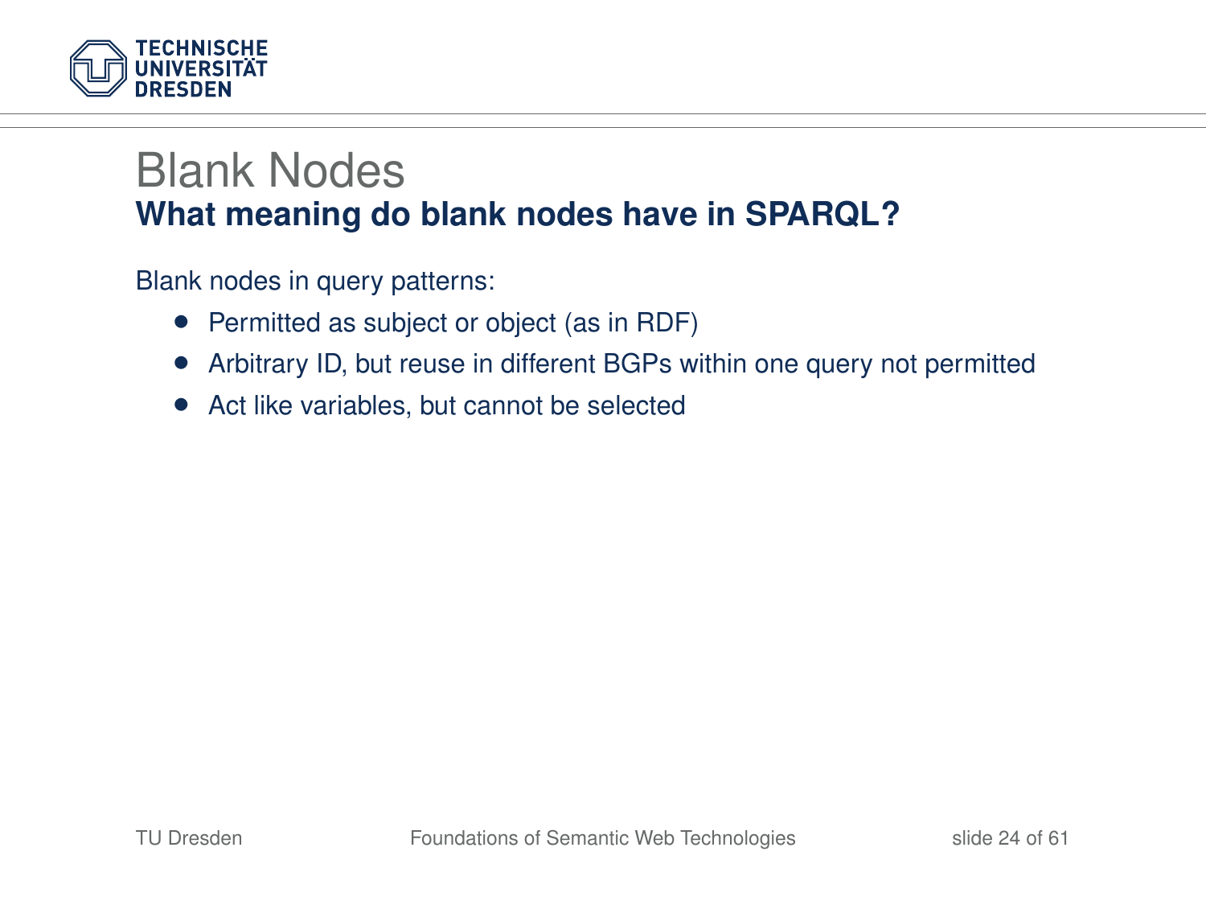# Blank Nodes

## What meaning do blank nodes have in SPARQL?

Blank nodes in query patterns:

- Permitted as subject or object (as in RDF)
- Arbitrary ID, but reuse in different BGPs within one query not permitted
- Act like variables, but cannot be selected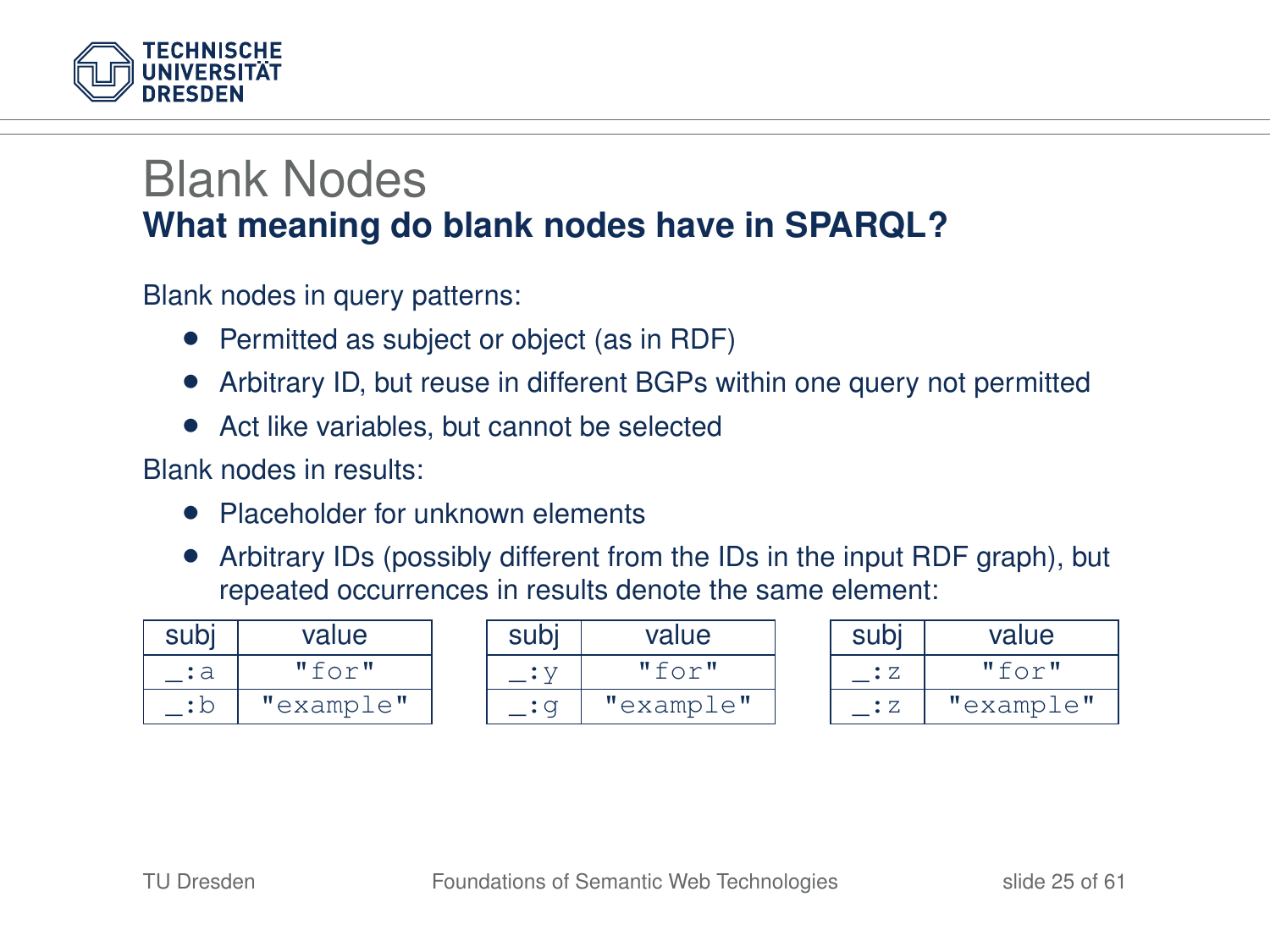# Blank Nodes

## What meaning do blank nodes have in SPARQL?

Blank nodes in query patterns:

- Permitted as subject or object (as in RDF)
- Arbitrary ID, but reuse in different BGPs within one query not permitted
- Act like variables, but cannot be selected

Blank nodes in results:

- Placeholder for unknown elements
- Arbitrary IDs (possibly different from the IDs in the input RDF graph), but repeated occurrences in results denote the same element:

| subj | value |
|---|---|
| _:a | "for" |
| _:b | "example" |

| subj | value |
|---|---|
| _:y | "for" |
| _:g | "example" |

| subj | value |
|---|---|
| _:z | "for" |
| _:z | "example" |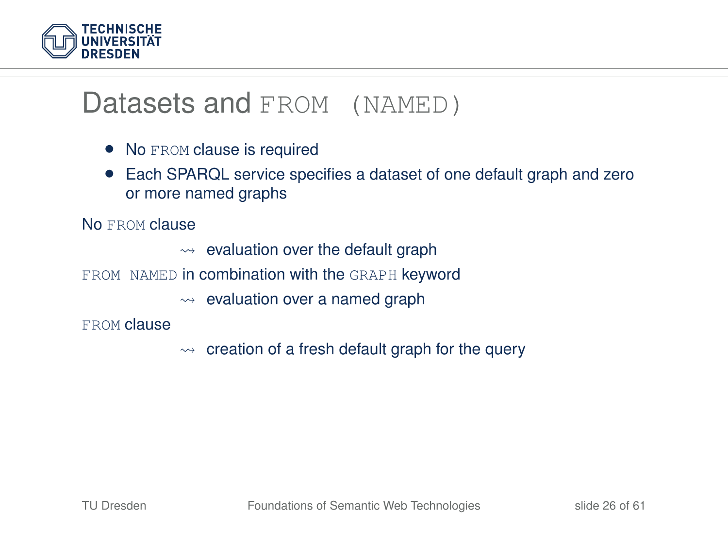# Datasets and `FROM (NAMED)`

- No `FROM` clause is required
- Each SPARQL service specifies a dataset of one default graph and zero or more named graphs

No `FROM` clause

$\rightsquigarrow$ evaluation over the default graph

`FROM NAMED` in combination with the `GRAPH` keyword

$\rightsquigarrow$ evaluation over a named graph

`FROM` clause

$\rightsquigarrow$ creation of a fresh default graph for the query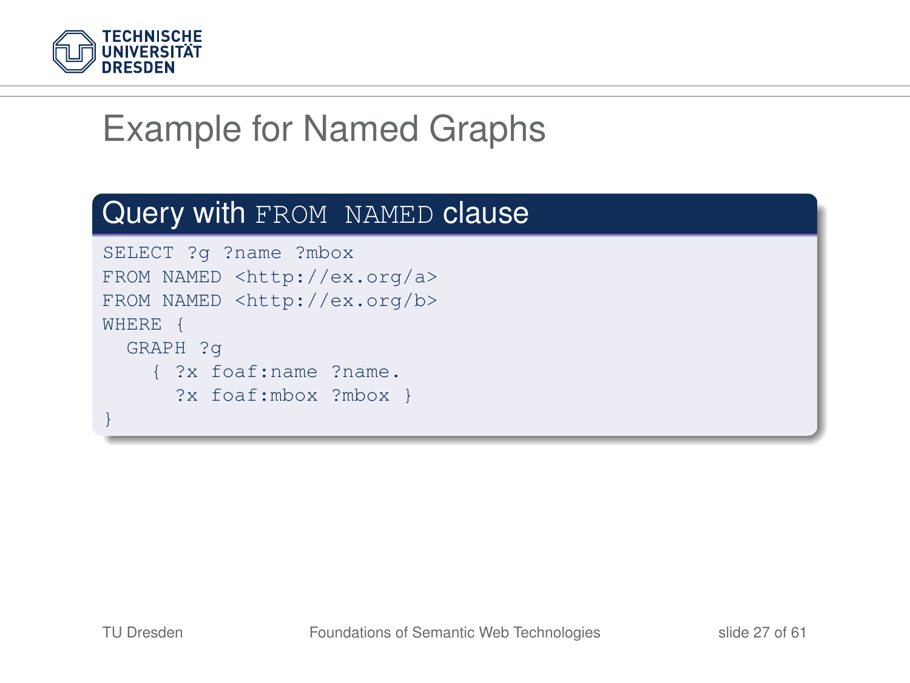# Example for Named Graphs

## Query with FROM NAMED clause

```
SELECT ?g ?name ?mbox
FROM NAMED <http://ex.org/a>
FROM NAMED <http://ex.org/b>
WHERE {
  GRAPH ?g
    { ?x foaf:name ?name.
      ?x foaf:mbox ?mbox }
}
```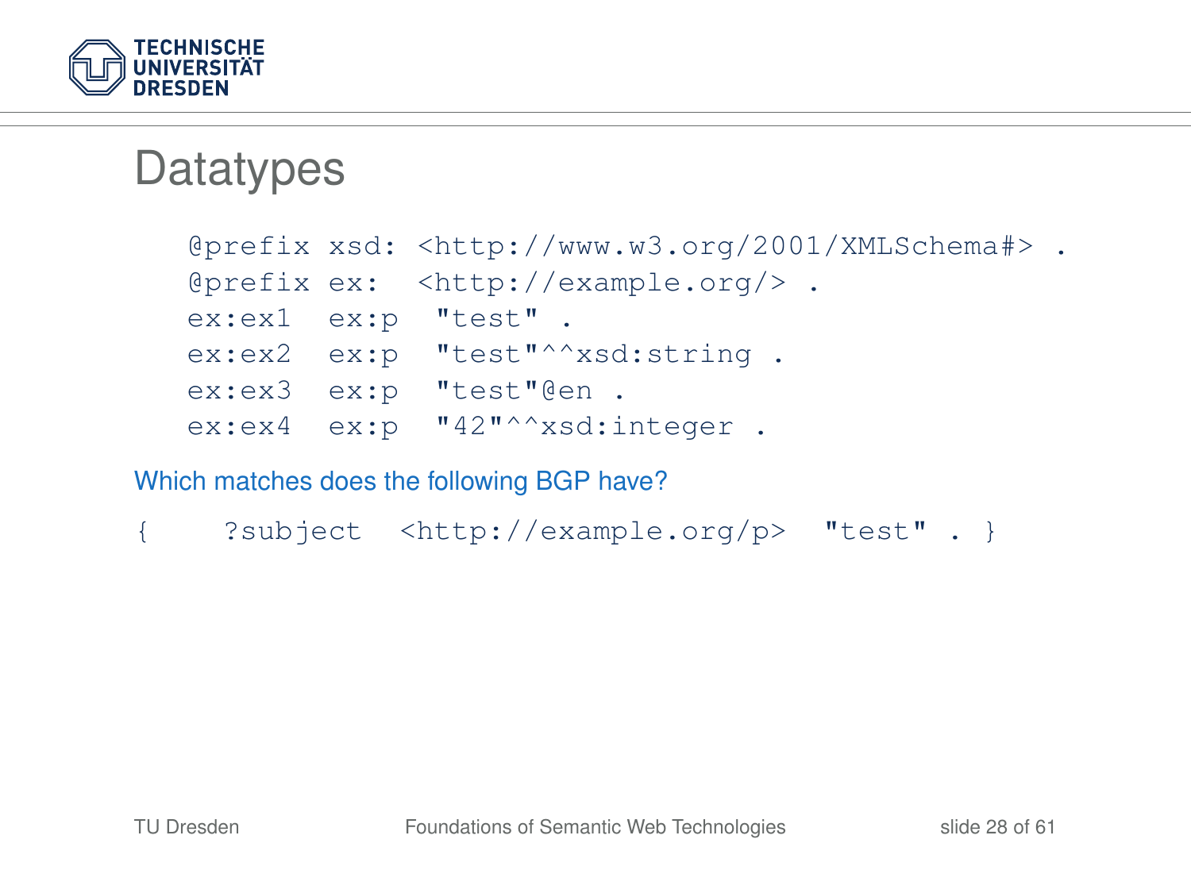# Datatypes

```
@prefix xsd: <http://www.w3.org/2001/XMLSchema#> .
@prefix ex:  <http://example.org/> .
ex:ex1  ex:p  "test" .
ex:ex2  ex:p  "test"^^xsd:string .
ex:ex3  ex:p  "test"@en .
ex:ex4  ex:p  "42"^^xsd:integer .
```

Which matches does the following BGP have?

```
{    ?subject  <http://example.org/p>  "test" . }
```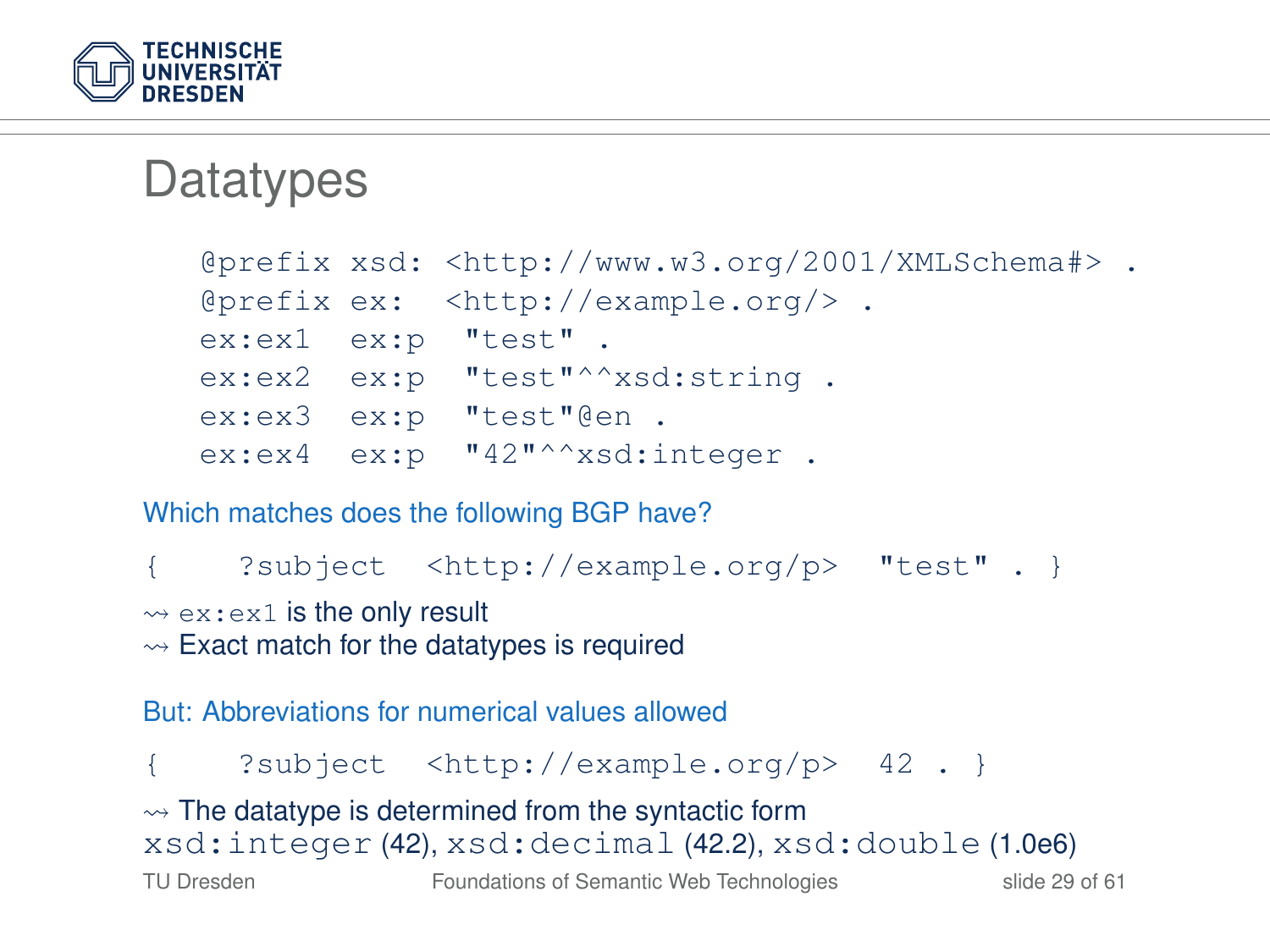# Datatypes

```
@prefix xsd: <http://www.w3.org/2001/XMLSchema#> .
@prefix ex:  <http://example.org/> .
ex:ex1  ex:p  "test" .
ex:ex2  ex:p  "test"^^xsd:string .
ex:ex3  ex:p  "test"@en .
ex:ex4  ex:p  "42"^^xsd:integer .
```

Which matches does the following BGP have?

```
{    ?subject  <http://example.org/p>  "test" . }
```

⇝ `ex:ex1` is the only result
⇝ Exact match for the datatypes is required

But: Abbreviations for numerical values allowed

```
{    ?subject  <http://example.org/p>  42 . }
```

⇝ The datatype is determined from the syntactic form
`xsd:integer` (42), `xsd:decimal` (42.2), `xsd:double` (1.0e6)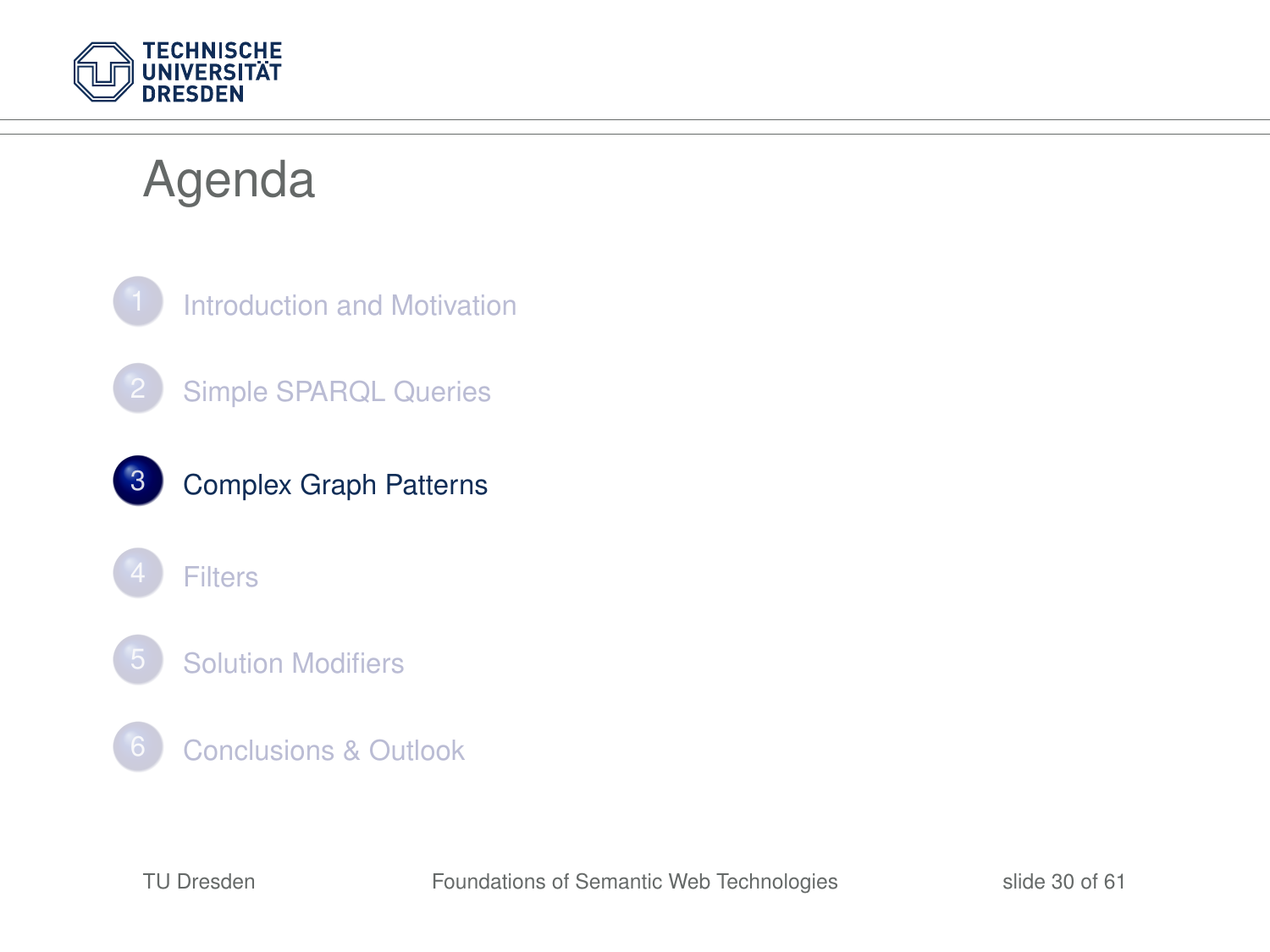# Agenda

1. Introduction and Motivation
2. Simple SPARQL Queries
3. **Complex Graph Patterns**
4. Filters
5. Solution Modifiers
6. Conclusions & Outlook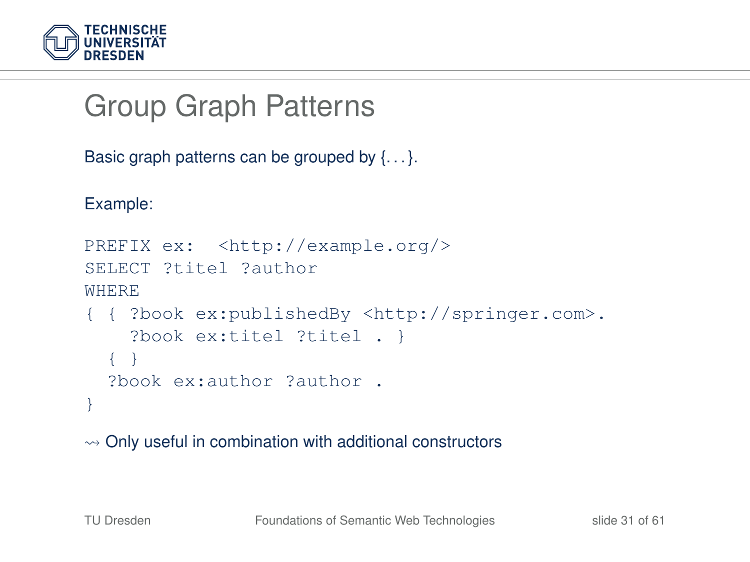# Group Graph Patterns

Basic graph patterns can be grouped by {...}.

Example:

```
PREFIX ex:  <http://example.org/>
SELECT ?titel ?author
WHERE
{ { ?book ex:publishedBy <http://springer.com>.
    ?book ex:titel ?titel . }
  { }
  ?book ex:author ?author .
}
```

⇝ Only useful in combination with additional constructors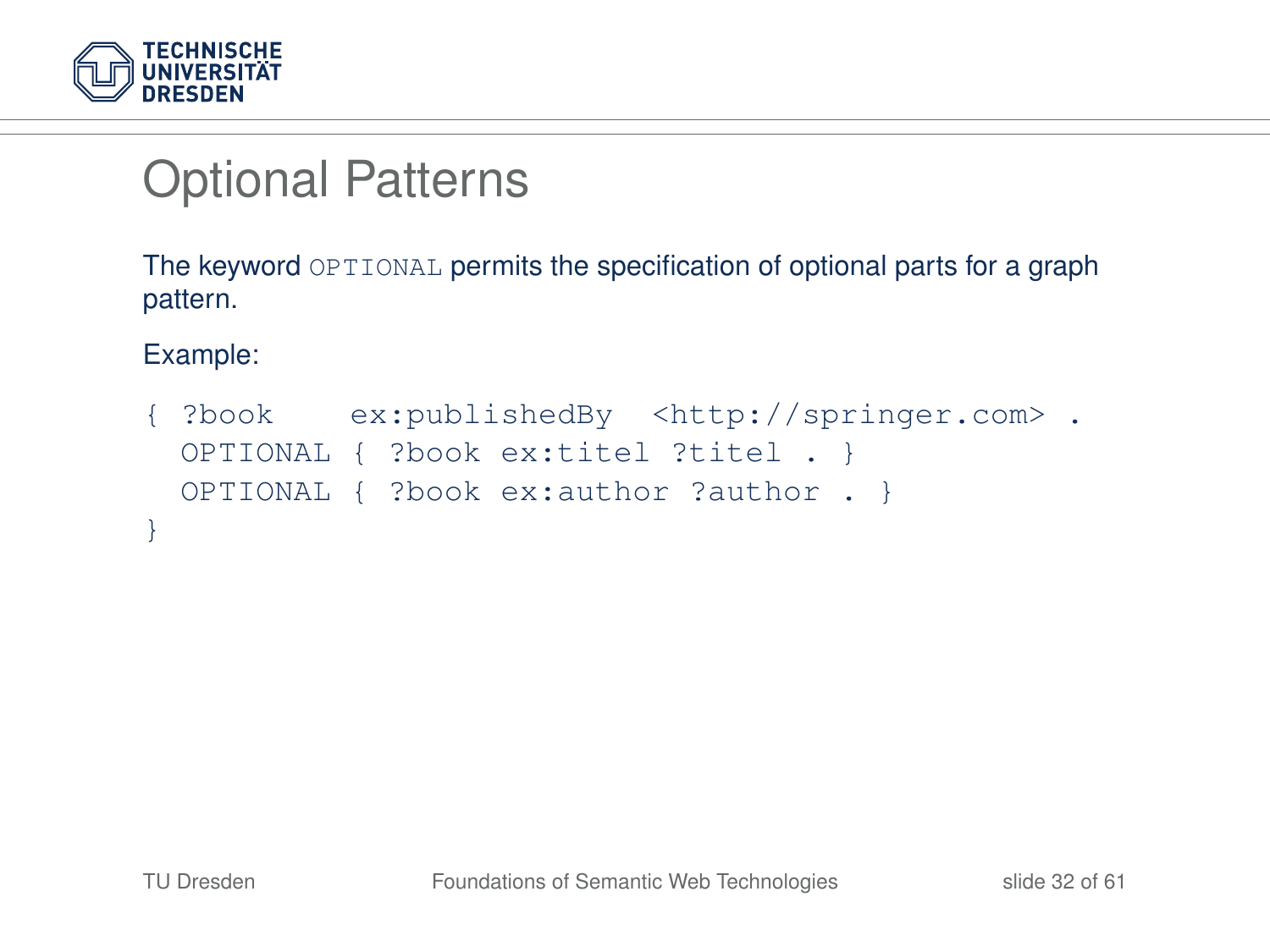# Optional Patterns

The keyword `OPTIONAL` permits the specification of optional parts for a graph pattern.

Example:

```
{ ?book    ex:publishedBy  <http://springer.com> .
  OPTIONAL { ?book ex:titel ?titel . }
  OPTIONAL { ?book ex:author ?author . }
}
```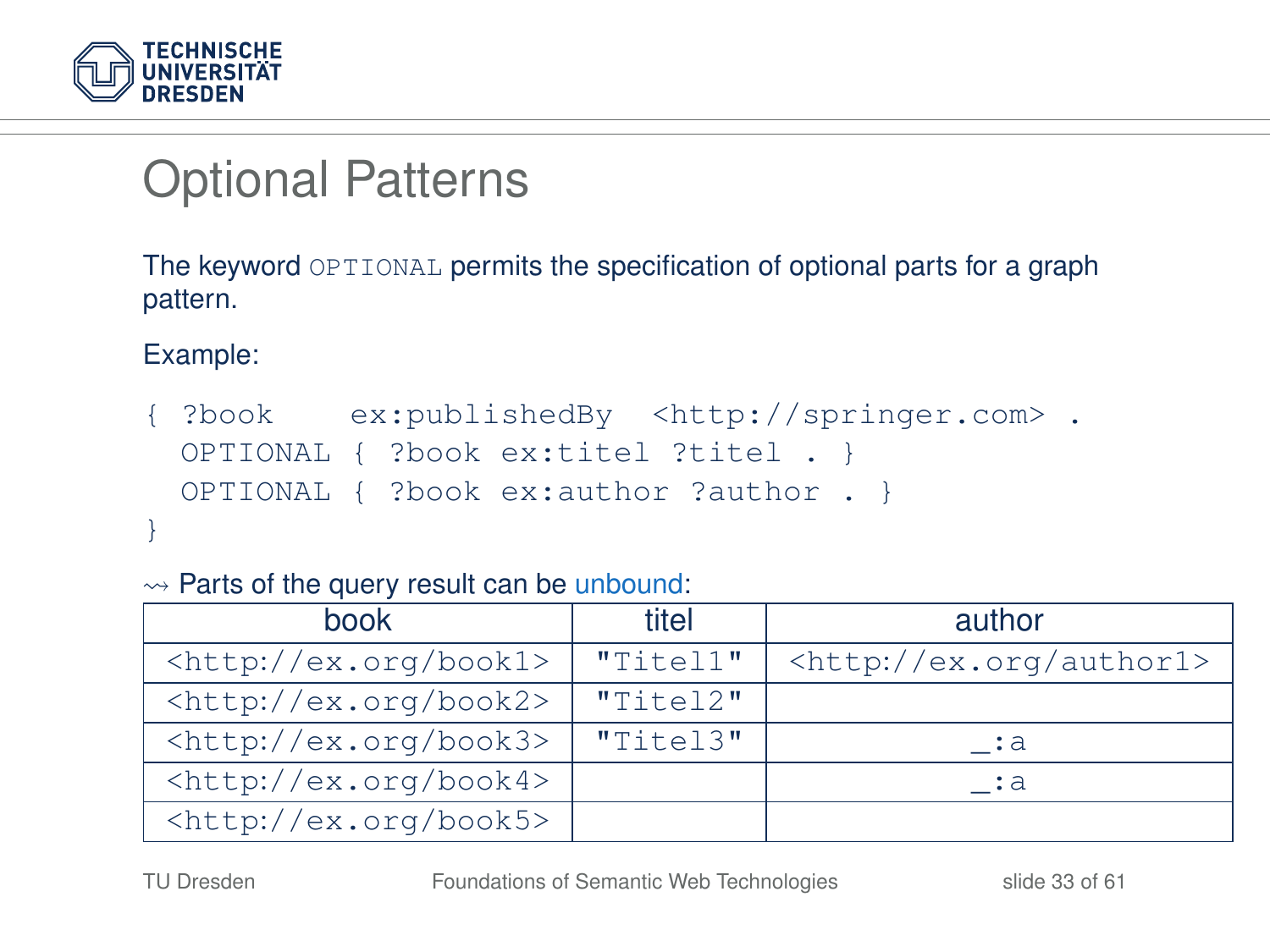# Optional Patterns

The keyword `OPTIONAL` permits the specification of optional parts for a graph pattern.

Example:

```
{ ?book    ex:publishedBy  <http://springer.com> .
  OPTIONAL { ?book ex:titel ?titel . }
  OPTIONAL { ?book ex:author ?author . }
}
```

⇝ Parts of the query result can be unbound:

| book | titel | author |
|---|---|---|
| `<http://ex.org/book1>` | `"Titel1"` | `<http://ex.org/author1>` |
| `<http://ex.org/book2>` | `"Titel2"` | |
| `<http://ex.org/book3>` | `"Titel3"` | `_:a` |
| `<http://ex.org/book4>` | | `_:a` |
| `<http://ex.org/book5>` | | |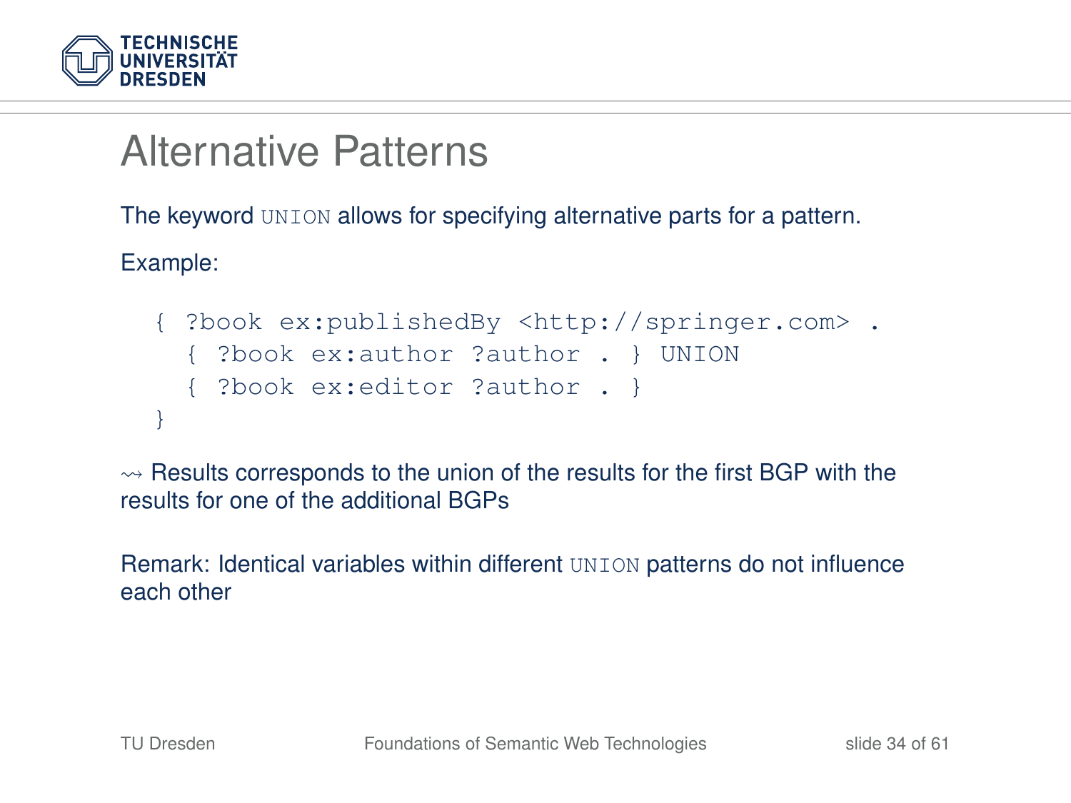# Alternative Patterns

The keyword `UNION` allows for specifying alternative parts for a pattern.

Example:

```
{ ?book ex:publishedBy <http://springer.com> .
  { ?book ex:author ?author . } UNION
  { ?book ex:editor ?author . }
}
```

$\leadsto$ Results corresponds to the union of the results for the first BGP with the results for one of the additional BGPs

Remark: Identical variables within different `UNION` patterns do not influence each other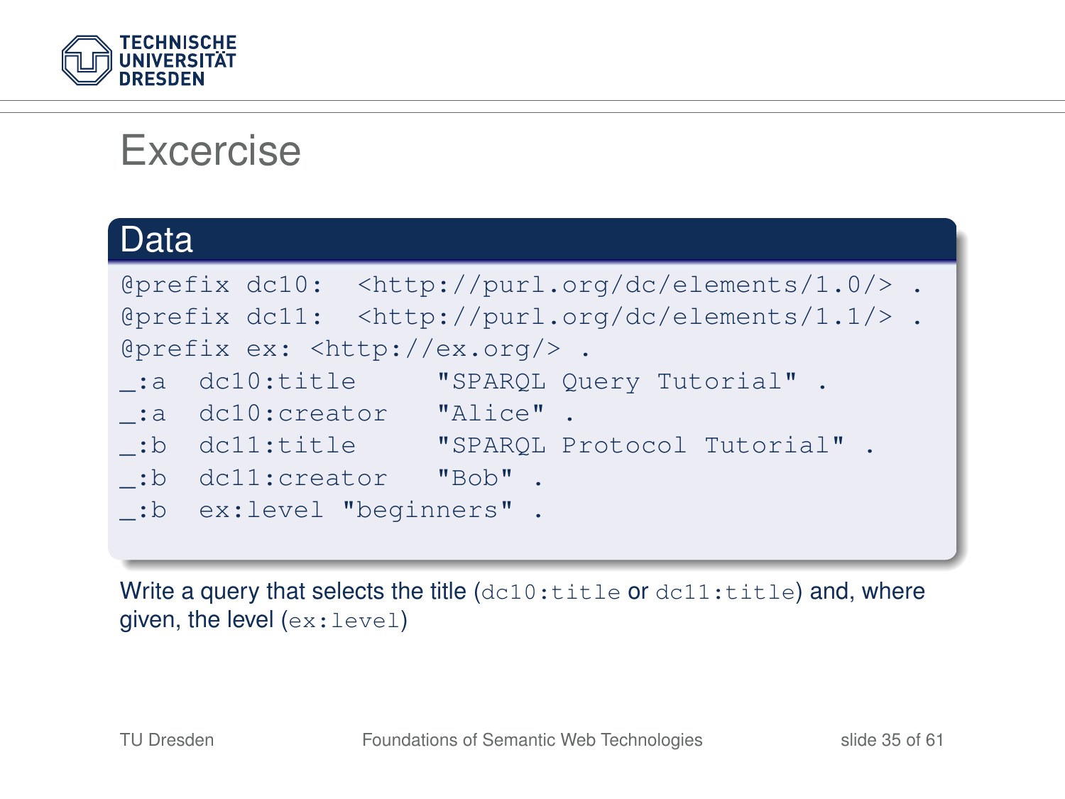# Excercise

## Data

```
@prefix dc10:  <http://purl.org/dc/elements/1.0/> .
@prefix dc11:  <http://purl.org/dc/elements/1.1/> .
@prefix ex: <http://ex.org/> .
_:a  dc10:title     "SPARQL Query Tutorial" .
_:a  dc10:creator   "Alice" .
_:b  dc11:title     "SPARQL Protocol Tutorial" .
_:b  dc11:creator   "Bob" .
_:b  ex:level "beginners" .
```

Write a query that selects the title (`dc10:title` or `dc11:title`) and, where given, the level (`ex:level`)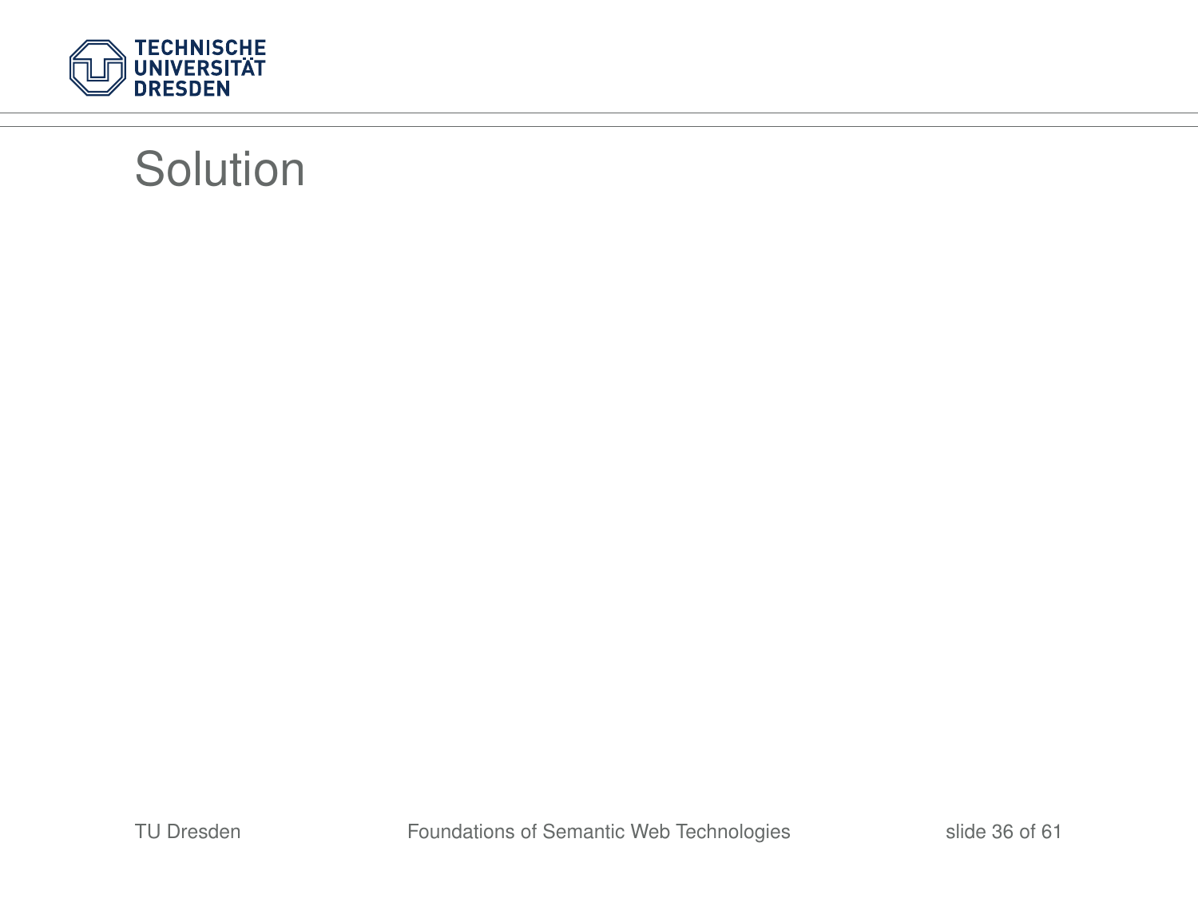# Solution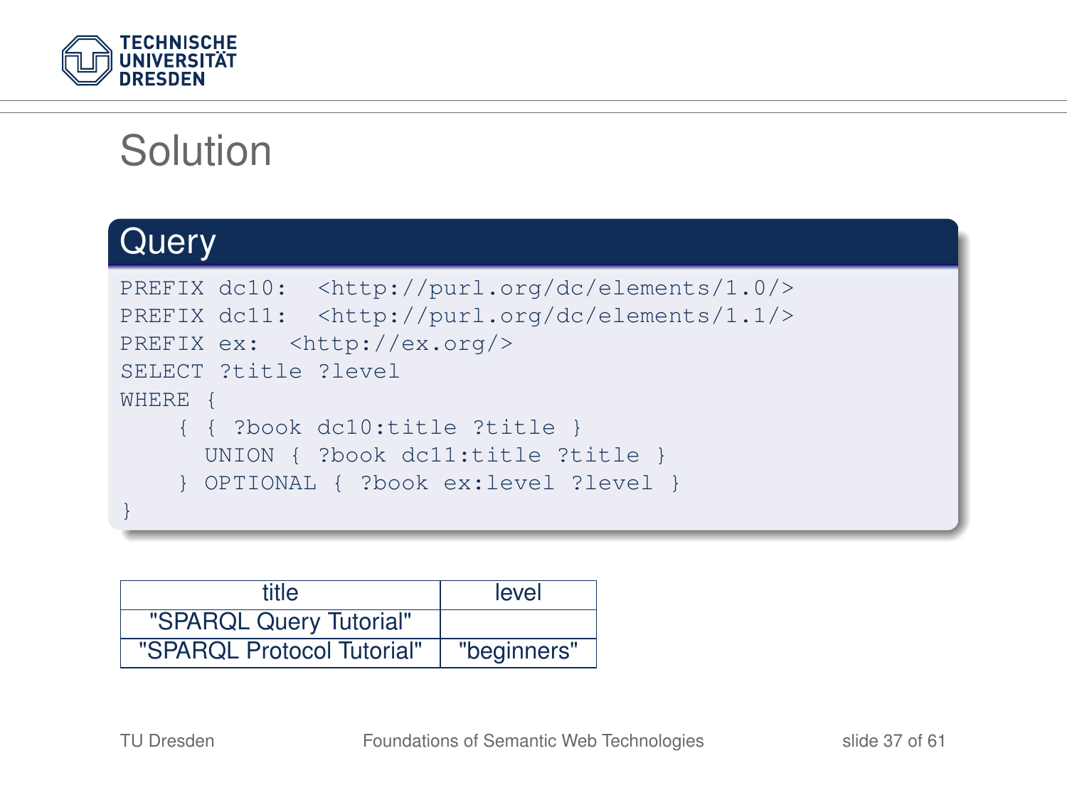# Solution

## Query

```
PREFIX dc10:  <http://purl.org/dc/elements/1.0/>
PREFIX dc11:  <http://purl.org/dc/elements/1.1/>
PREFIX ex:  <http://ex.org/>
SELECT ?title ?level
WHERE {
    { { ?book dc10:title ?title }
      UNION { ?book dc11:title ?title }
    } OPTIONAL { ?book ex:level ?level }
}
```

| title | level |
|---|---|
| "SPARQL Query Tutorial" | |
| "SPARQL Protocol Tutorial" | "beginners" |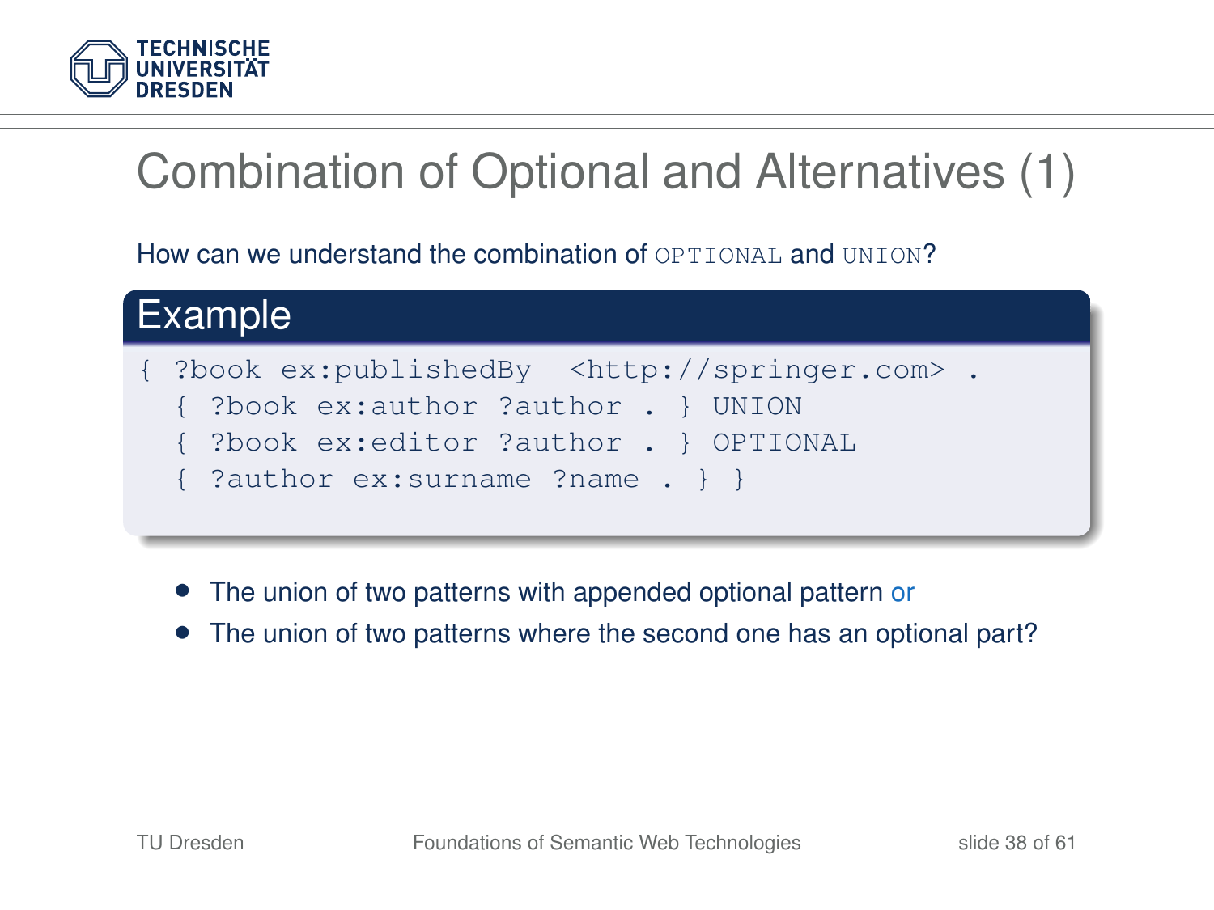# Combination of Optional and Alternatives (1)

How can we understand the combination of `OPTIONAL` and `UNION`?

**Example**

```
{ ?book ex:publishedBy  <http://springer.com> .
  { ?book ex:author ?author . } UNION
  { ?book ex:editor ?author . } OPTIONAL
  { ?author ex:surname ?name . } }
```

- The union of two patterns with appended optional pattern or
- The union of two patterns where the second one has an optional part?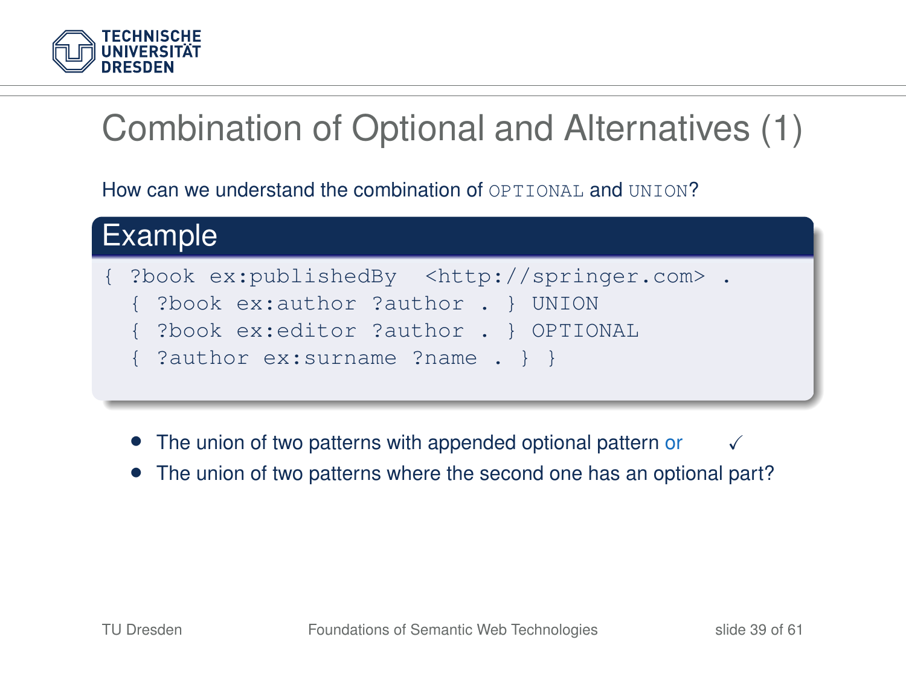# Combination of Optional and Alternatives (1)

How can we understand the combination of `OPTIONAL` and `UNION`?

## Example

```
{ ?book ex:publishedBy  <http://springer.com> .
  { ?book ex:author ?author . } UNION
  { ?book ex:editor ?author . } OPTIONAL
  { ?author ex:surname ?name . } }
```

- The union of two patterns with appended optional pattern or ✓
- The union of two patterns where the second one has an optional part?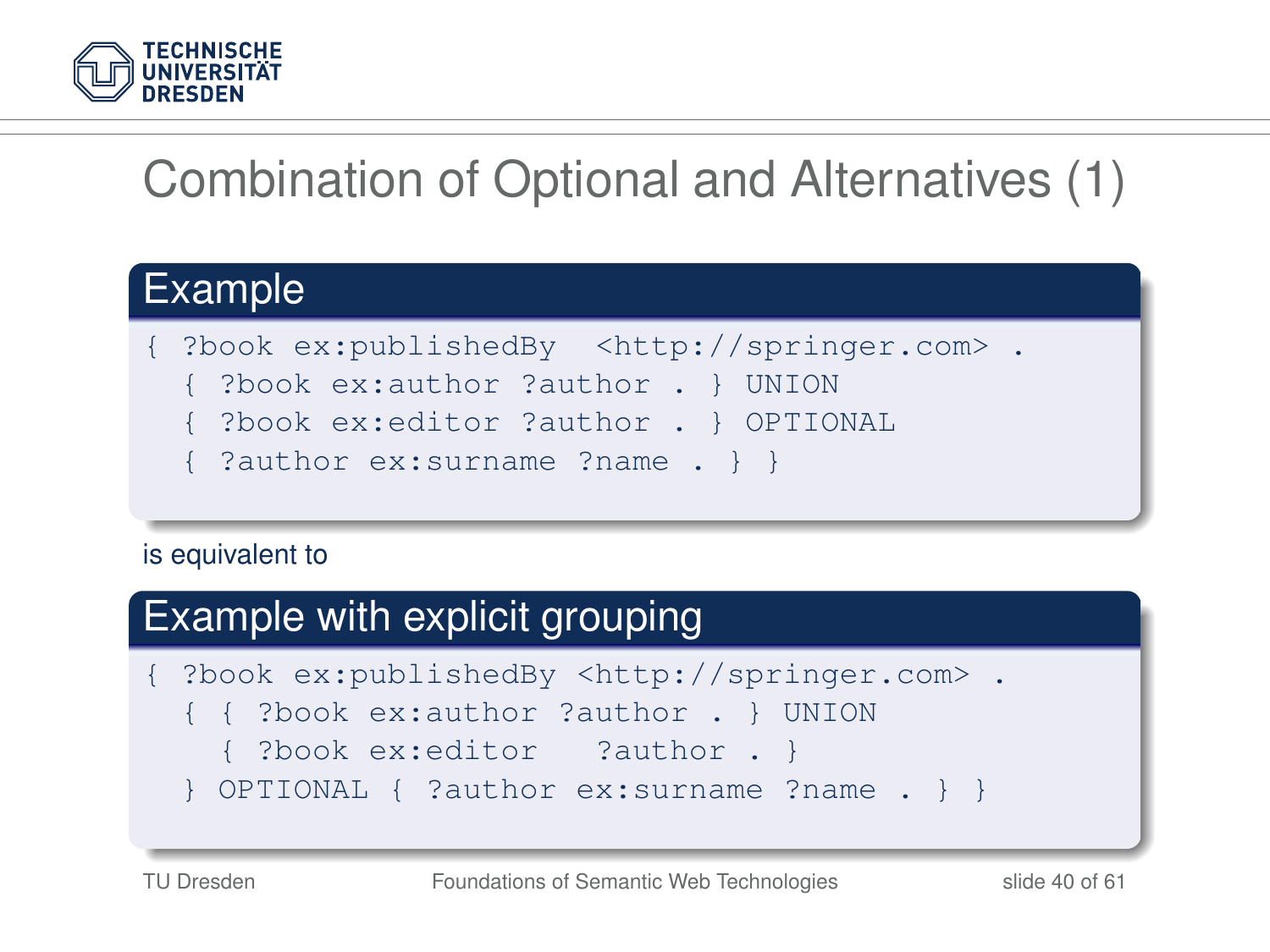# Combination of Optional and Alternatives (1)

## Example

```
{ ?book ex:publishedBy  <http://springer.com> .
  { ?book ex:author ?author . } UNION
  { ?book ex:editor ?author . } OPTIONAL
  { ?author ex:surname ?name . } }
```

is equivalent to

## Example with explicit grouping

```
{ ?book ex:publishedBy <http://springer.com> .
  { { ?book ex:author ?author . } UNION
    { ?book ex:editor   ?author . }
  } OPTIONAL { ?author ex:surname ?name . } }
```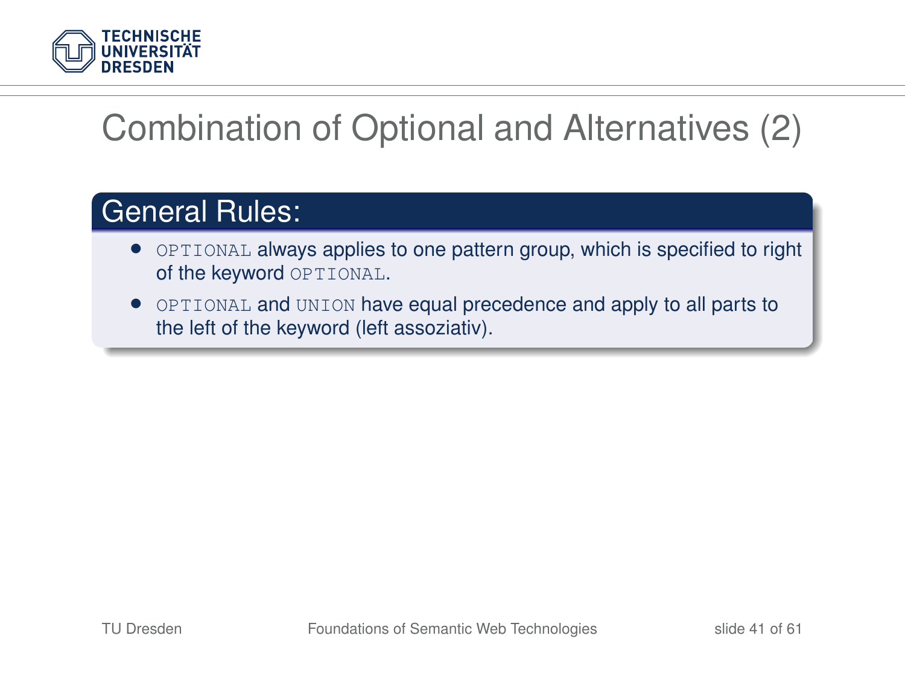# Combination of Optional and Alternatives (2)

## General Rules:

- `OPTIONAL` always applies to one pattern group, which is specified to right of the keyword `OPTIONAL`.
- `OPTIONAL` and `UNION` have equal precedence and apply to all parts to the left of the keyword (left assoziativ).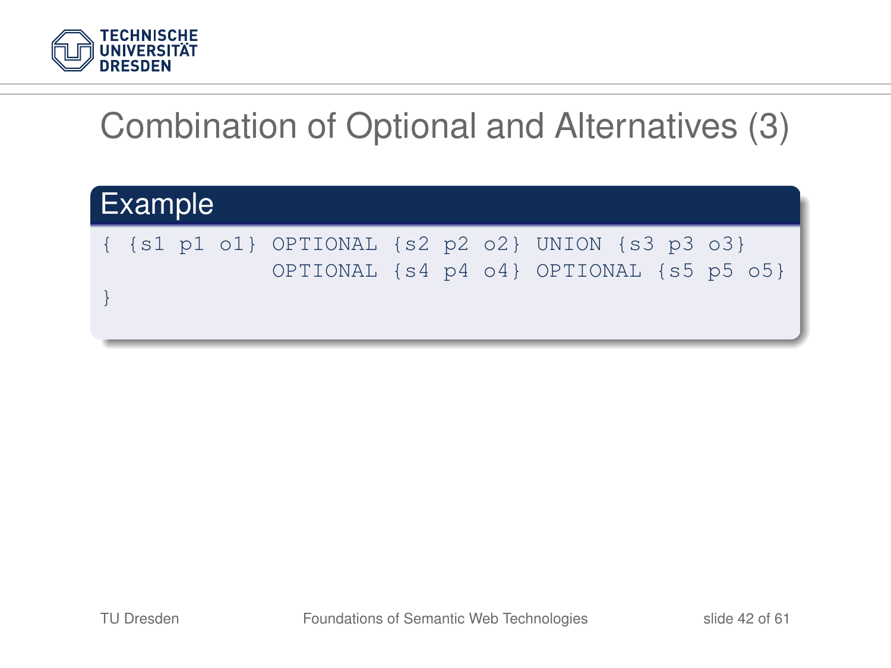# Combination of Optional and Alternatives (3)

**Example**

```
{ {s1 p1 o1} OPTIONAL {s2 p2 o2} UNION {s3 p3 o3}
             OPTIONAL {s4 p4 o4} OPTIONAL {s5 p5 o5}
}
```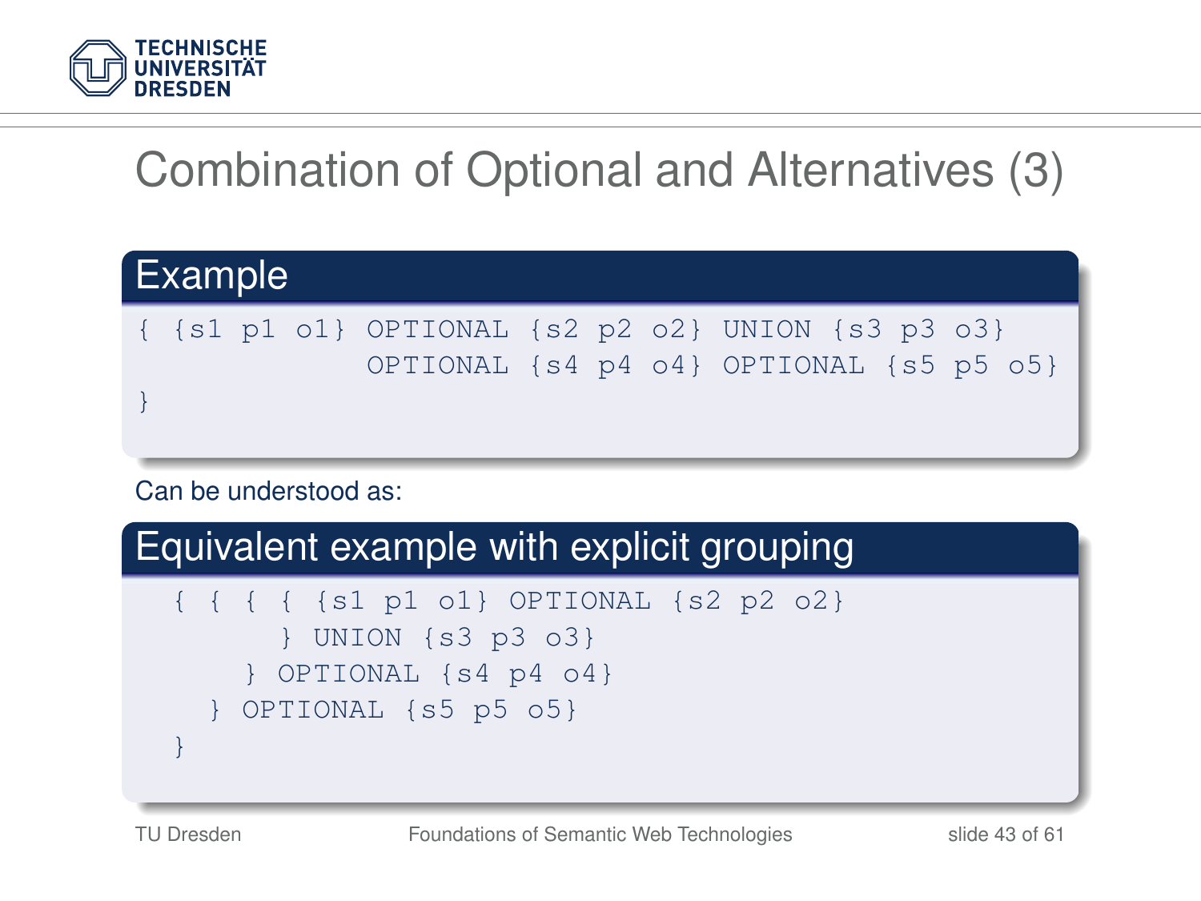# Combination of Optional and Alternatives (3)

## Example

```
{ {s1 p1 o1} OPTIONAL {s2 p2 o2} UNION {s3 p3 o3}
             OPTIONAL {s4 p4 o4} OPTIONAL {s5 p5 o5}
}
```

Can be understood as:

## Equivalent example with explicit grouping

```
{ { { { {s1 p1 o1} OPTIONAL {s2 p2 o2}
      } UNION {s3 p3 o3}
    } OPTIONAL {s4 p4 o4}
  } OPTIONAL {s5 p5 o5}
}
```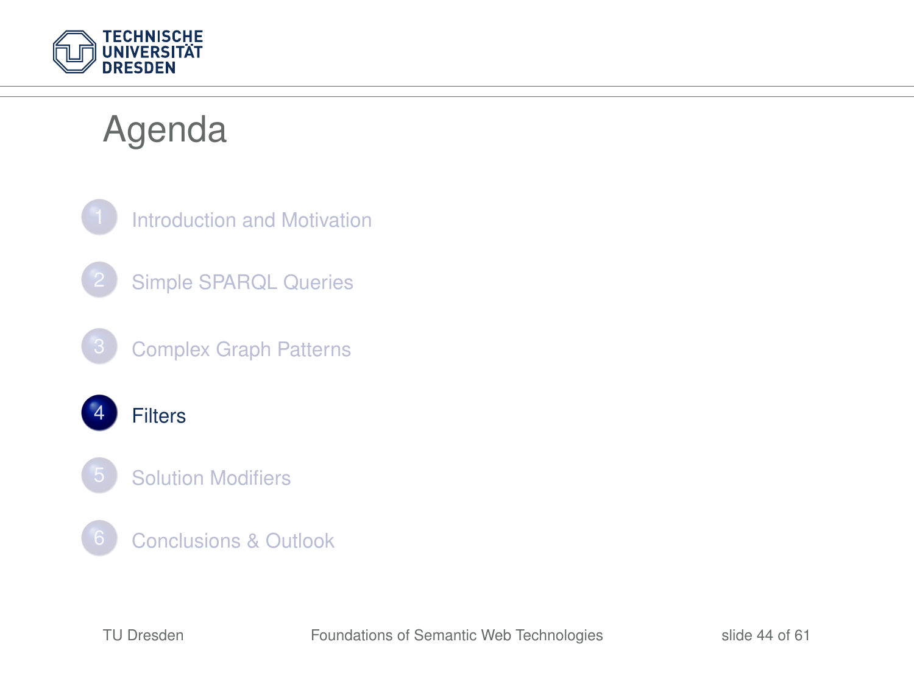# Agenda

1. Introduction and Motivation
2. Simple SPARQL Queries
3. Complex Graph Patterns
4. **Filters**
5. Solution Modifiers
6. Conclusions & Outlook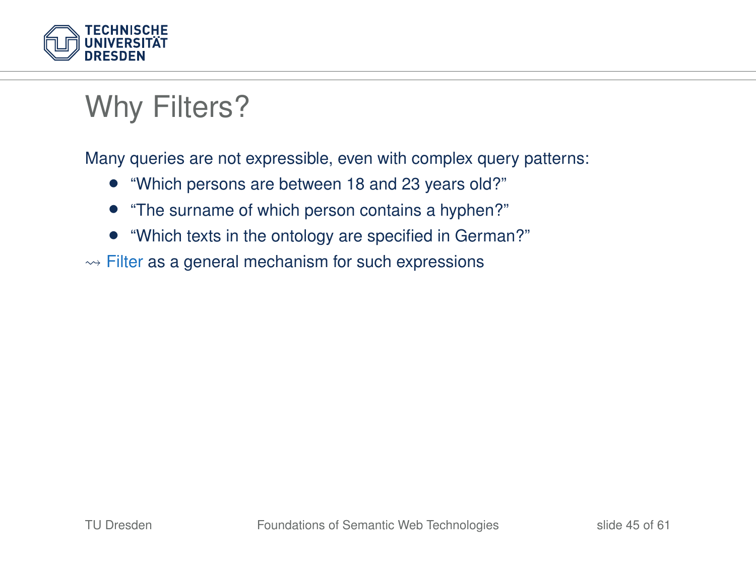# Why Filters?

Many queries are not expressible, even with complex query patterns:

- "Which persons are between 18 and 23 years old?"
- "The surname of which person contains a hyphen?"
- "Which texts in the ontology are specified in German?"

$\leadsto$ Filter as a general mechanism for such expressions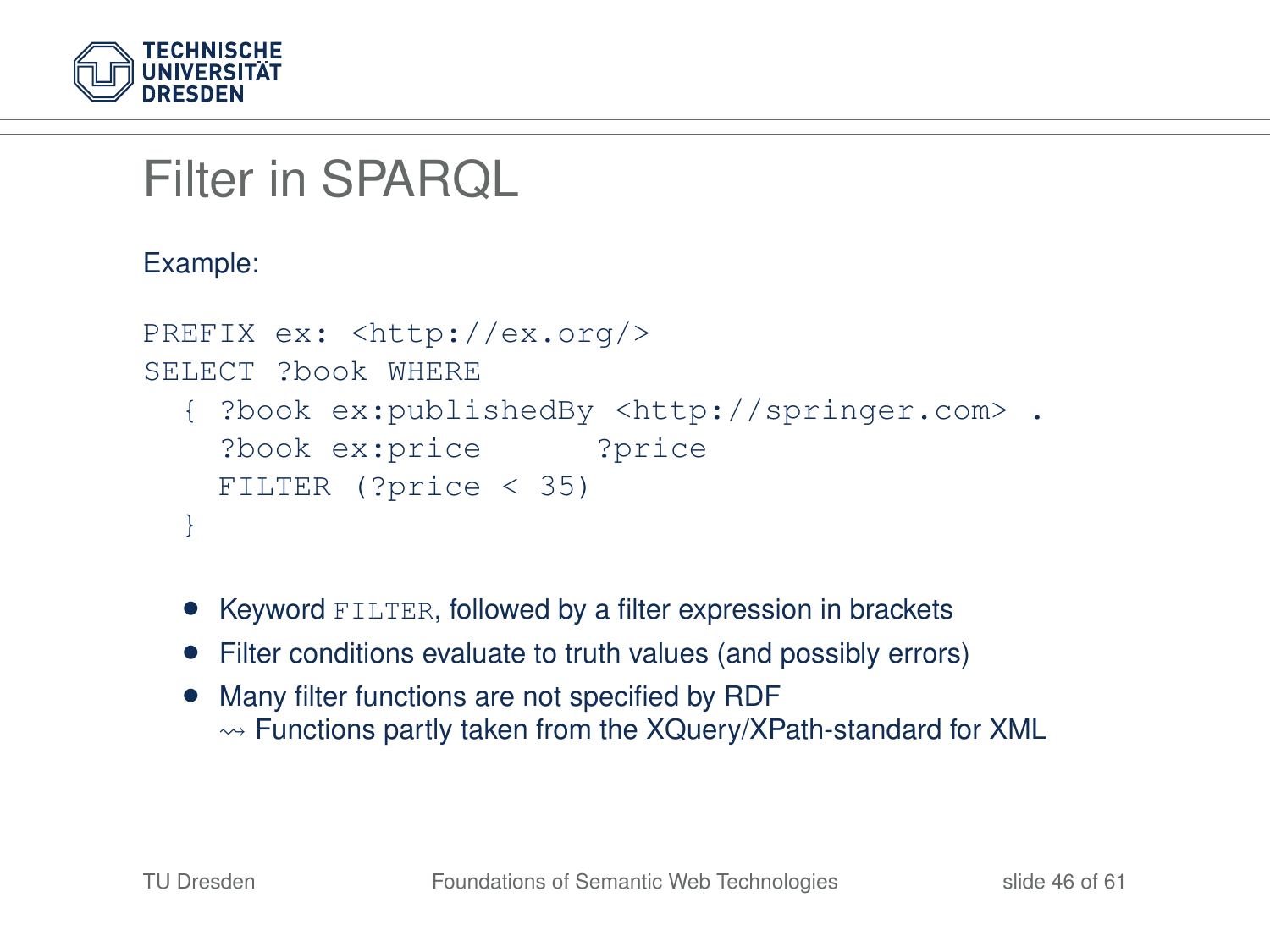# Filter in SPARQL

Example:

```
PREFIX ex: <http://ex.org/>
SELECT ?book WHERE
  { ?book ex:publishedBy <http://springer.com> .
    ?book ex:price      ?price
    FILTER (?price < 35)
  }
```

- Keyword `FILTER`, followed by a filter expression in brackets
- Filter conditions evaluate to truth values (and possibly errors)
- Many filter functions are not specified by RDF
  ⇝ Functions partly taken from the XQuery/XPath-standard for XML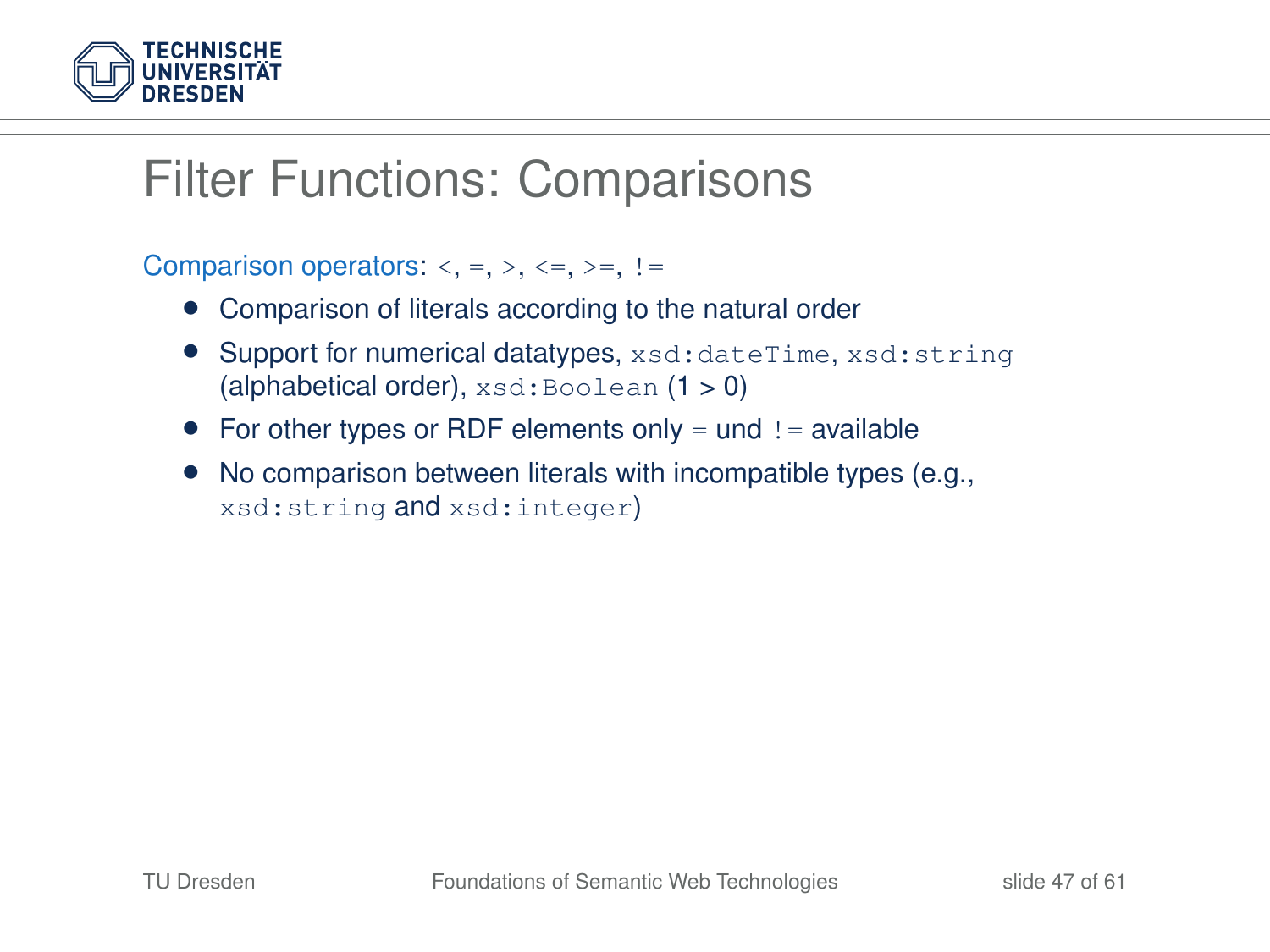# Filter Functions: Comparisons

Comparison operators: `<`, `=`, `>`, `<=`, `>=`, `!=`

- Comparison of literals according to the natural order
- Support for numerical datatypes, `xsd:dateTime`, `xsd:string` (alphabetical order), `xsd:Boolean` (1 > 0)
- For other types or RDF elements only `=` und `!=` available
- No comparison between literals with incompatible types (e.g., `xsd:string` and `xsd:integer`)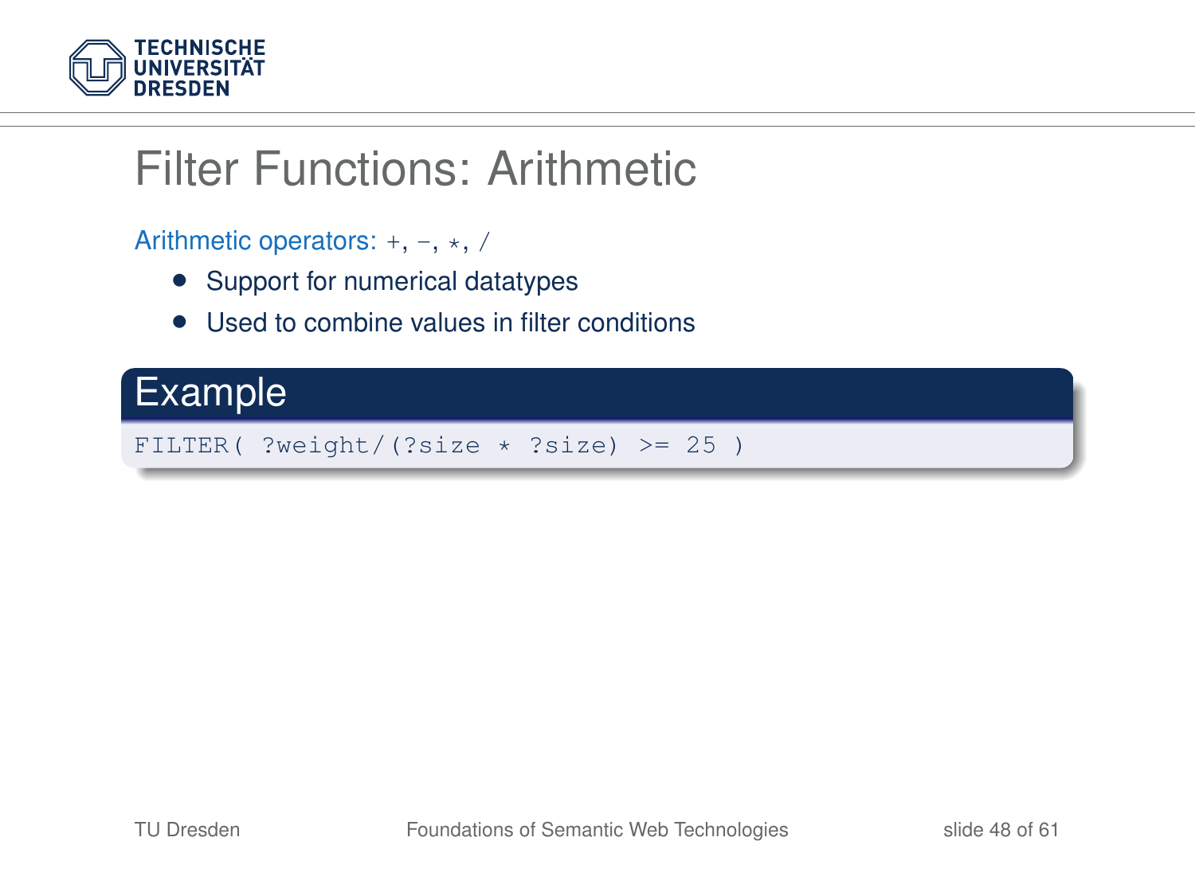# Filter Functions: Arithmetic

Arithmetic operators: `+`, `−`, `*`, `/`

- Support for numerical datatypes
- Used to combine values in filter conditions

**Example**

```
FILTER( ?weight/(?size * ?size) >= 25 )
```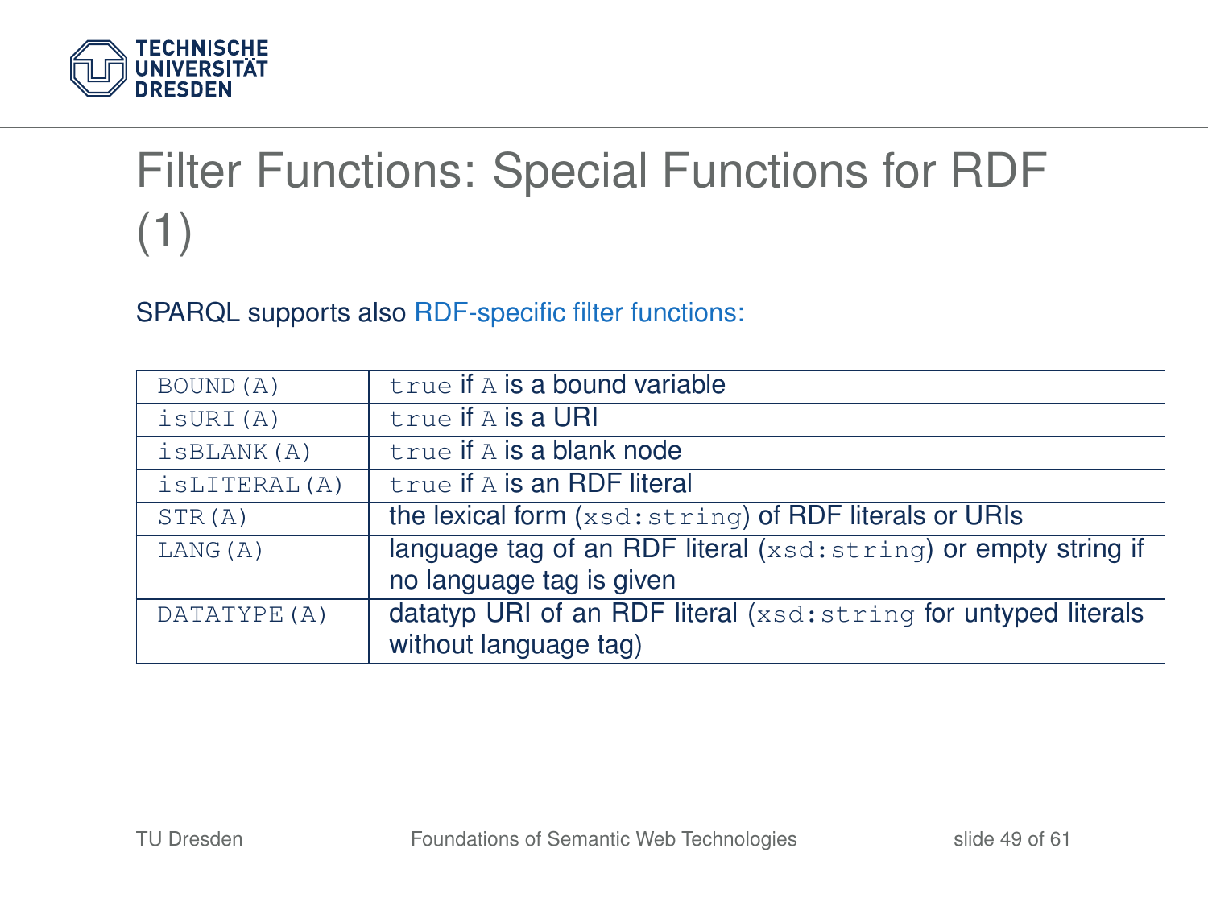# Filter Functions: Special Functions for RDF (1)

SPARQL supports also RDF-specific filter functions:

| | |
|---|---|
| `BOUND(A)` | `true` if `A` is a bound variable |
| `isURI(A)` | `true` if `A` is a URI |
| `isBLANK(A)` | `true` if `A` is a blank node |
| `isLITERAL(A)` | `true` if `A` is an RDF literal |
| `STR(A)` | the lexical form (`xsd:string`) of RDF literals or URIs |
| `LANG(A)` | language tag of an RDF literal (`xsd:string`) or empty string if no language tag is given |
| `DATATYPE(A)` | datatyp URI of an RDF literal (`xsd:string` for untyped literals without language tag) |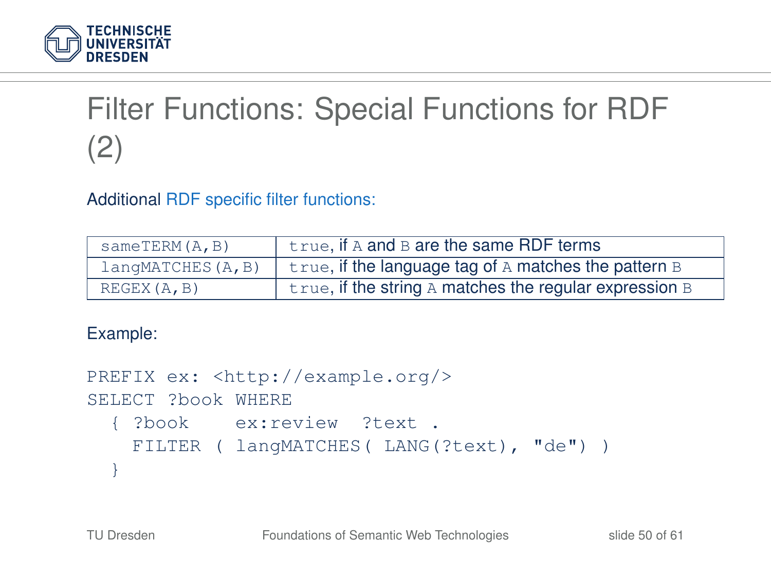# Filter Functions: Special Functions for RDF (2)

Additional RDF specific filter functions:

| | |
|---|---|
| `sameTERM(A,B)` | `true`, if `A` and `B` are the same RDF terms |
| `langMATCHES(A,B)` | `true`, if the language tag of `A` matches the pattern `B` |
| `REGEX(A,B)` | `true`, if the string `A` matches the regular expression `B` |

Example:

```
PREFIX ex: <http://example.org/>
SELECT ?book WHERE
  { ?book    ex:review  ?text .
    FILTER ( langMATCHES( LANG(?text), "de") )
  }
```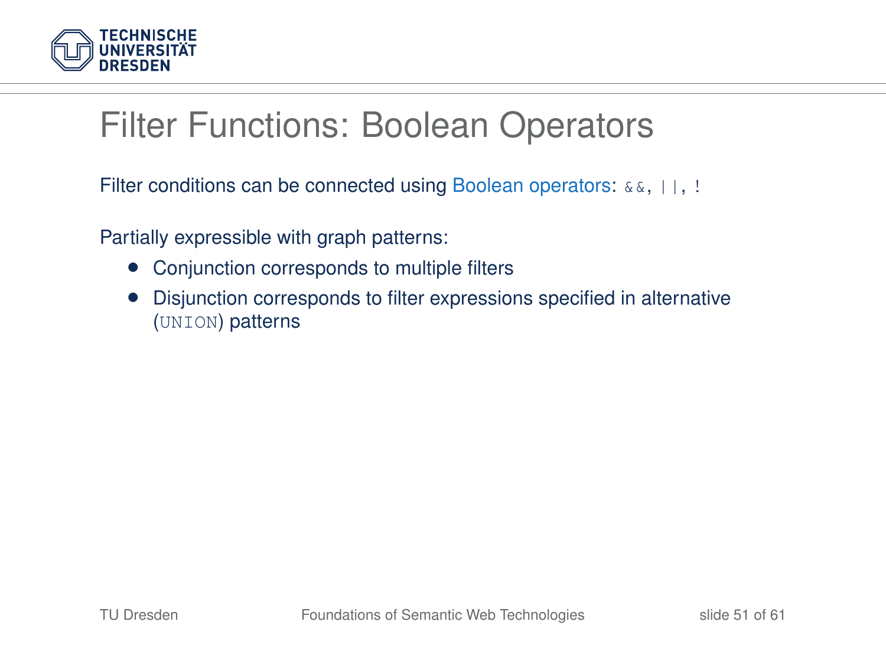# Filter Functions: Boolean Operators

Filter conditions can be connected using Boolean operators: `&&`, `||`, `!`

Partially expressible with graph patterns:

- Conjunction corresponds to multiple filters
- Disjunction corresponds to filter expressions specified in alternative (`UNION`) patterns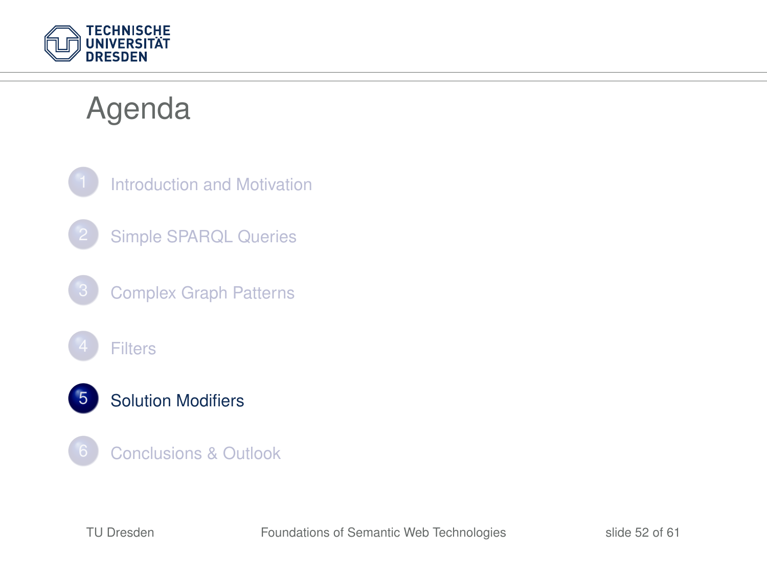# Agenda

1. Introduction and Motivation
2. Simple SPARQL Queries
3. Complex Graph Patterns
4. Filters
5. **Solution Modifiers**
6. Conclusions & Outlook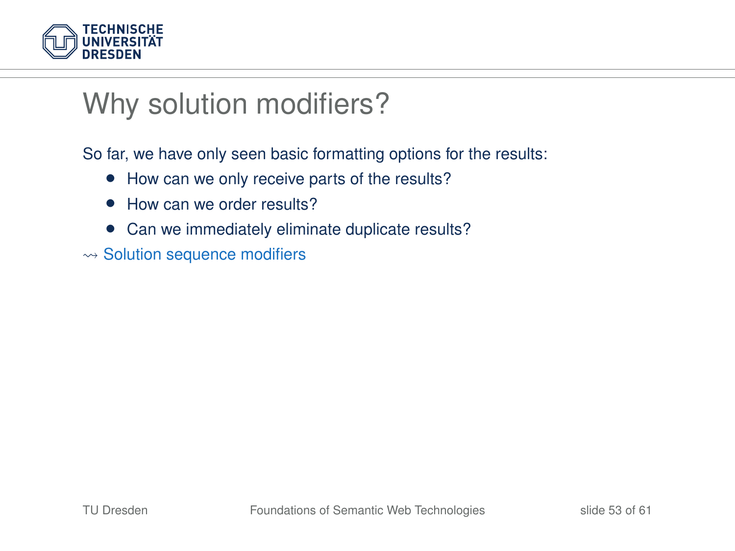# Why solution modifiers?

So far, we have only seen basic formatting options for the results:

- How can we only receive parts of the results?
- How can we order results?
- Can we immediately eliminate duplicate results?

$\leadsto$ Solution sequence modifiers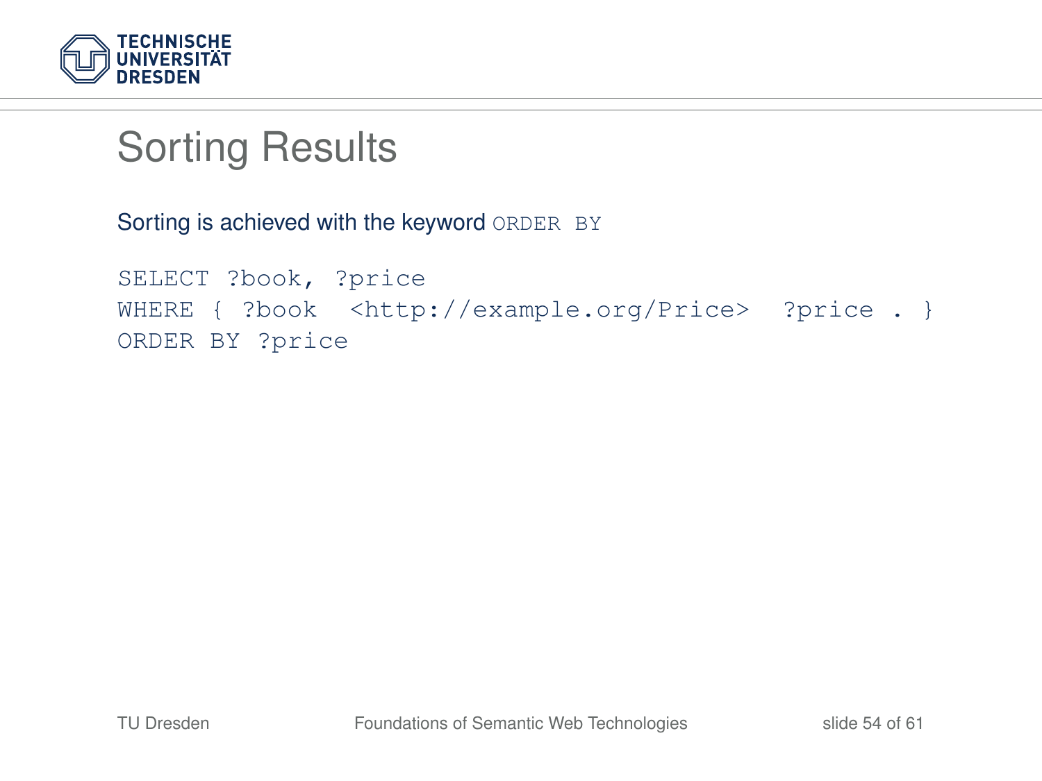# Sorting Results

Sorting is achieved with the keyword `ORDER BY`

```
SELECT ?book, ?price
WHERE { ?book  <http://example.org/Price>  ?price . }
ORDER BY ?price
```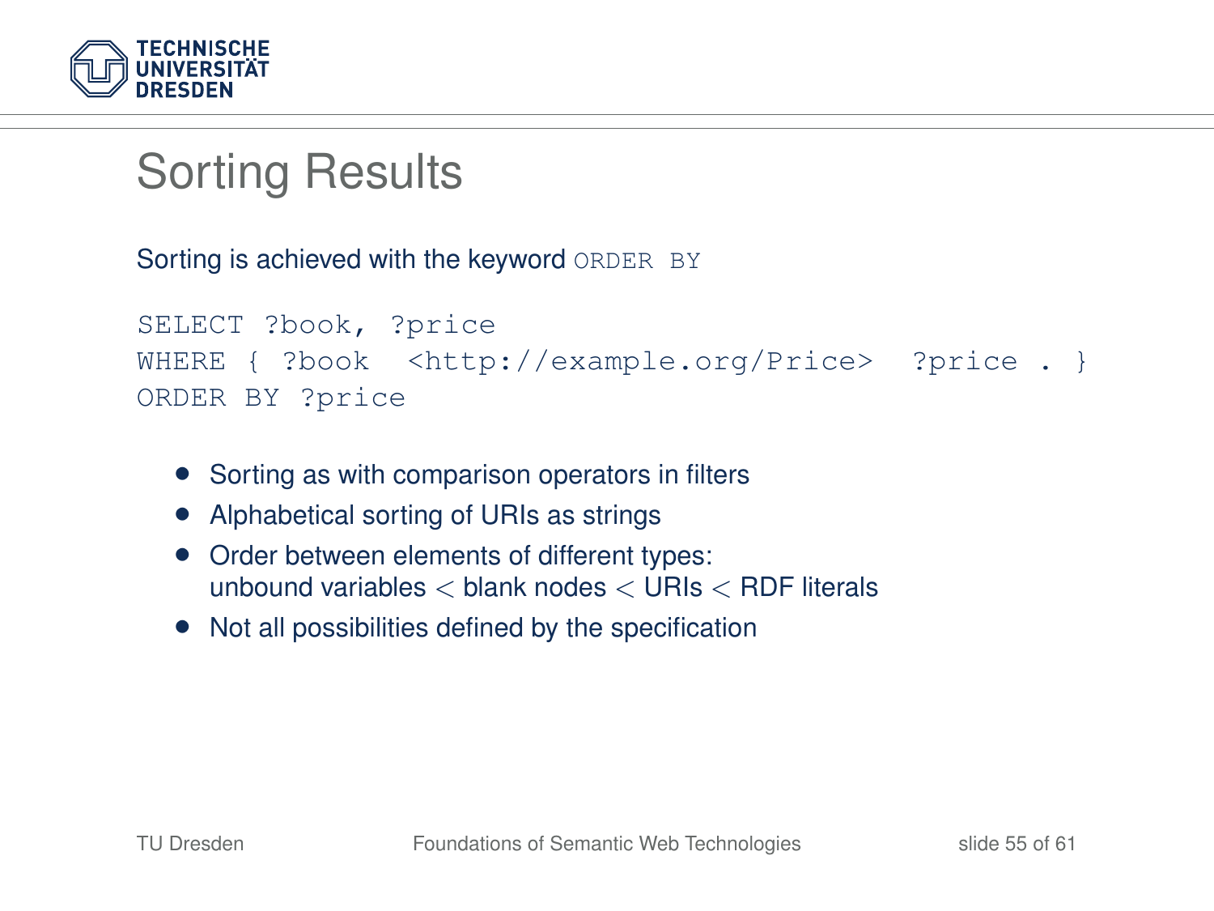# Sorting Results

Sorting is achieved with the keyword `ORDER BY`

```
SELECT ?book, ?price
WHERE { ?book  <http://example.org/Price>  ?price . }
ORDER BY ?price
```

- Sorting as with comparison operators in filters
- Alphabetical sorting of URIs as strings
- Order between elements of different types:
  unbound variables $<$ blank nodes $<$ URIs $<$ RDF literals
- Not all possibilities defined by the specification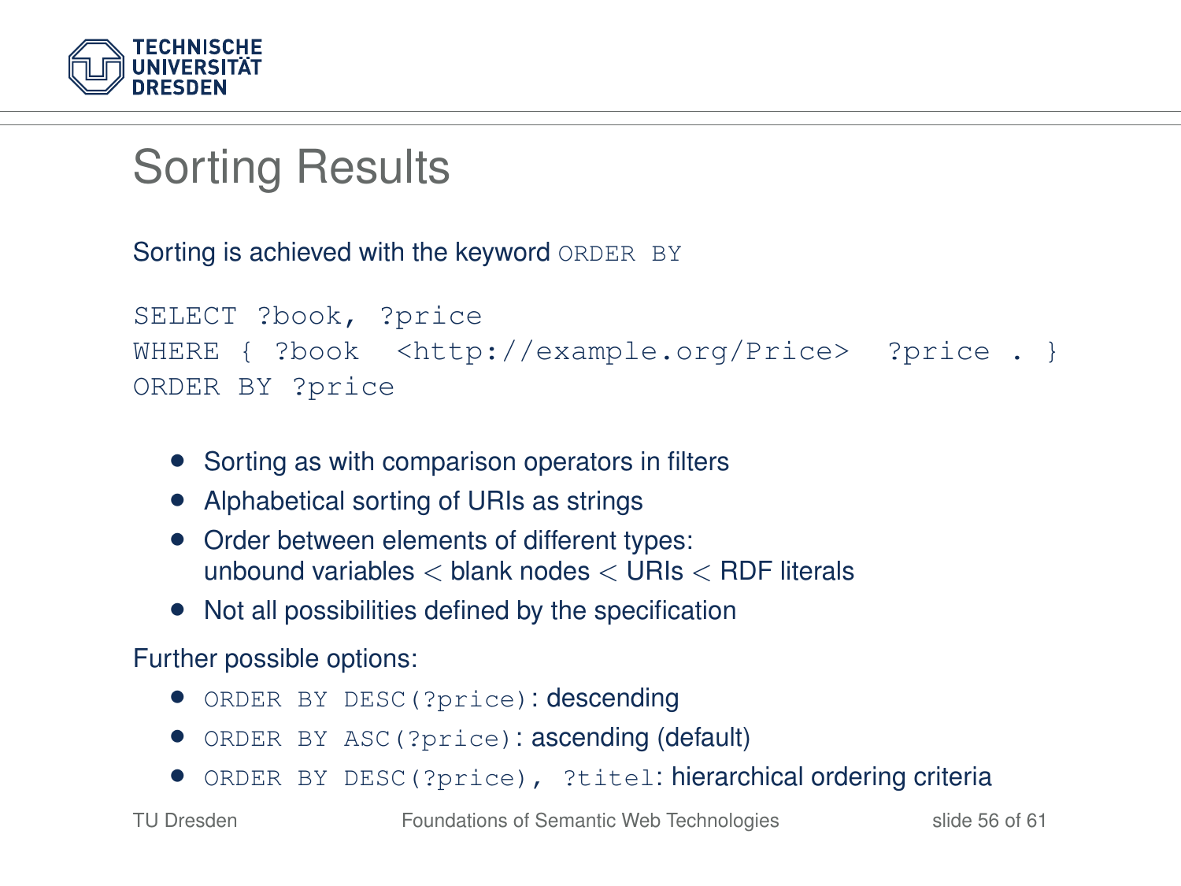# Sorting Results

Sorting is achieved with the keyword `ORDER BY`

```
SELECT ?book, ?price
WHERE { ?book  <http://example.org/Price>  ?price . }
ORDER BY ?price
```

- Sorting as with comparison operators in filters
- Alphabetical sorting of URIs as strings
- Order between elements of different types:
  unbound variables < blank nodes < URIs < RDF literals
- Not all possibilities defined by the specification

Further possible options:

- `ORDER BY DESC(?price)`: descending
- `ORDER BY ASC(?price)`: ascending (default)
- `ORDER BY DESC(?price), ?titel`: hierarchical ordering criteria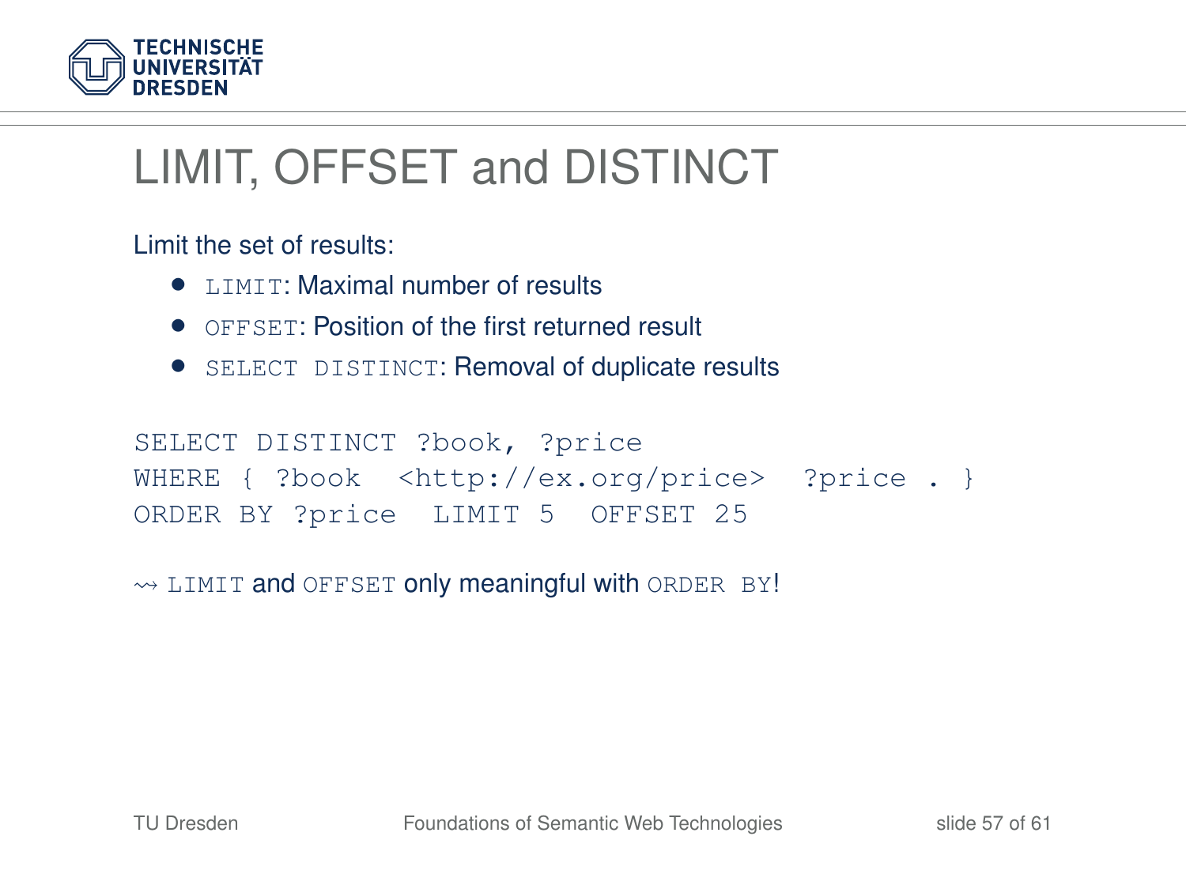# LIMIT, OFFSET and DISTINCT

Limit the set of results:

- `LIMIT`: Maximal number of results
- `OFFSET`: Position of the first returned result
- `SELECT DISTINCT`: Removal of duplicate results

```
SELECT DISTINCT ?book, ?price
WHERE { ?book  <http://ex.org/price>  ?price . }
ORDER BY ?price  LIMIT 5  OFFSET 25
```

⇝ `LIMIT` and `OFFSET` only meaningful with `ORDER BY`!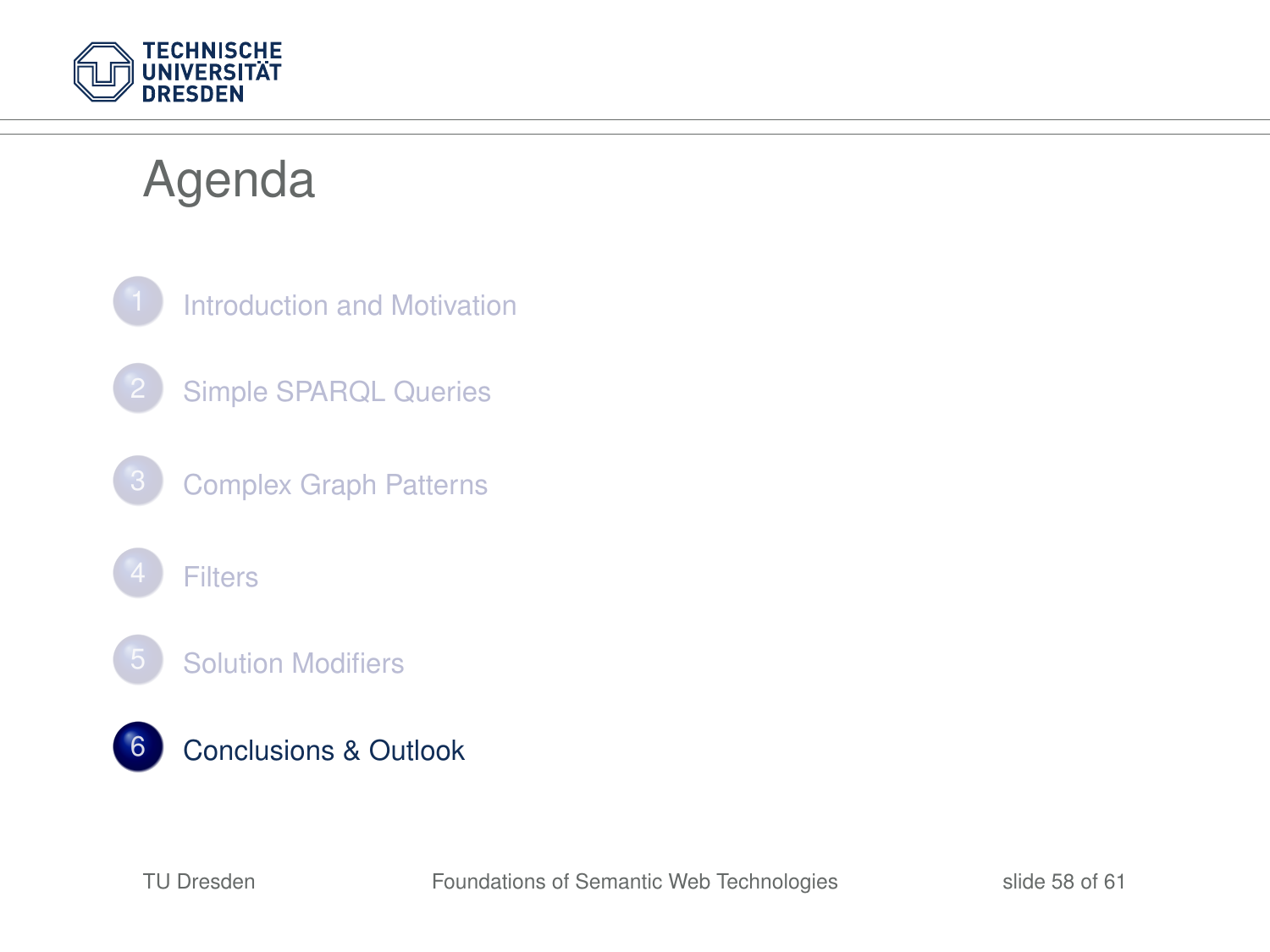# Agenda

1. Introduction and Motivation
2. Simple SPARQL Queries
3. Complex Graph Patterns
4. Filters
5. Solution Modifiers
6. **Conclusions & Outlook**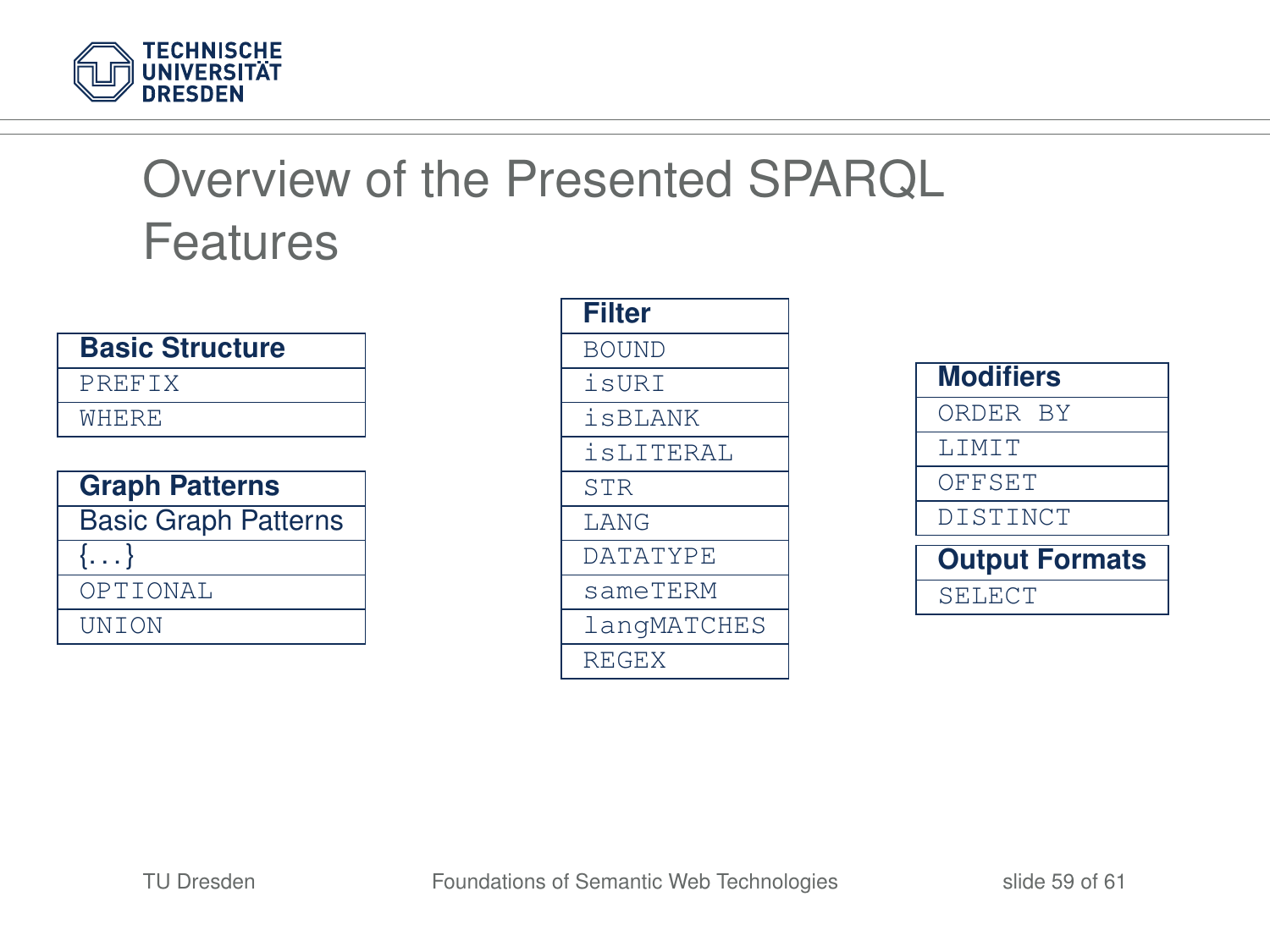# Overview of the Presented SPARQL Features

| Basic Structure |
| --- |
| PREFIX |
| WHERE |

| Graph Patterns |
| --- |
| Basic Graph Patterns |
| {...} |
| OPTIONAL |
| UNION |

| Filter |
| --- |
| BOUND |
| isURI |
| isBLANK |
| isLITERAL |
| STR |
| LANG |
| DATATYPE |
| sameTERM |
| langMATCHES |
| REGEX |

| Modifiers |
| --- |
| ORDER BY |
| LIMIT |
| OFFSET |
| DISTINCT |

| Output Formats |
| --- |
| SELECT |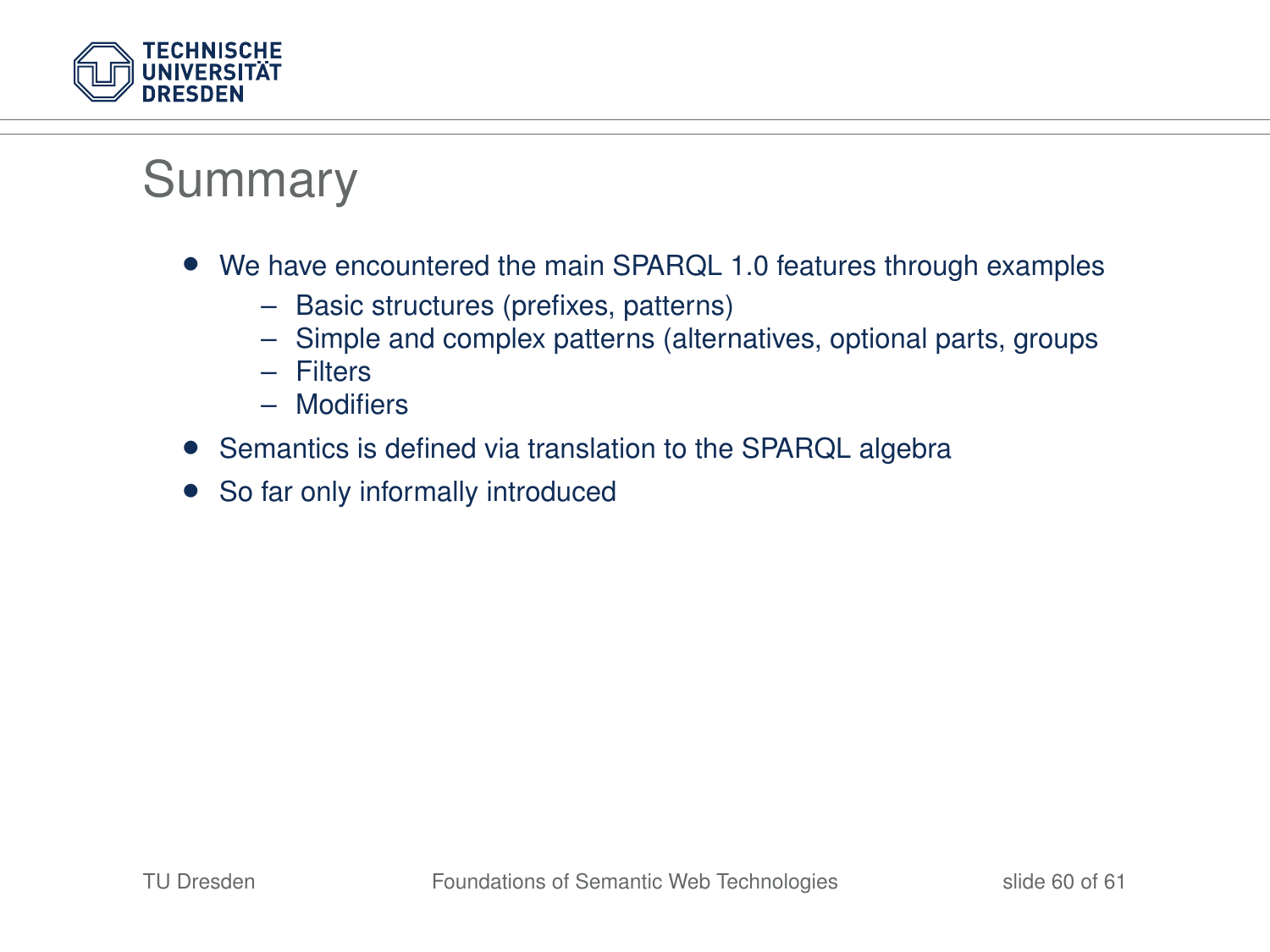# Summary

- We have encountered the main SPARQL 1.0 features through examples
  - Basic structures (prefixes, patterns)
  - Simple and complex patterns (alternatives, optional parts, groups
  - Filters
  - Modifiers
- Semantics is defined via translation to the SPARQL algebra
- So far only informally introduced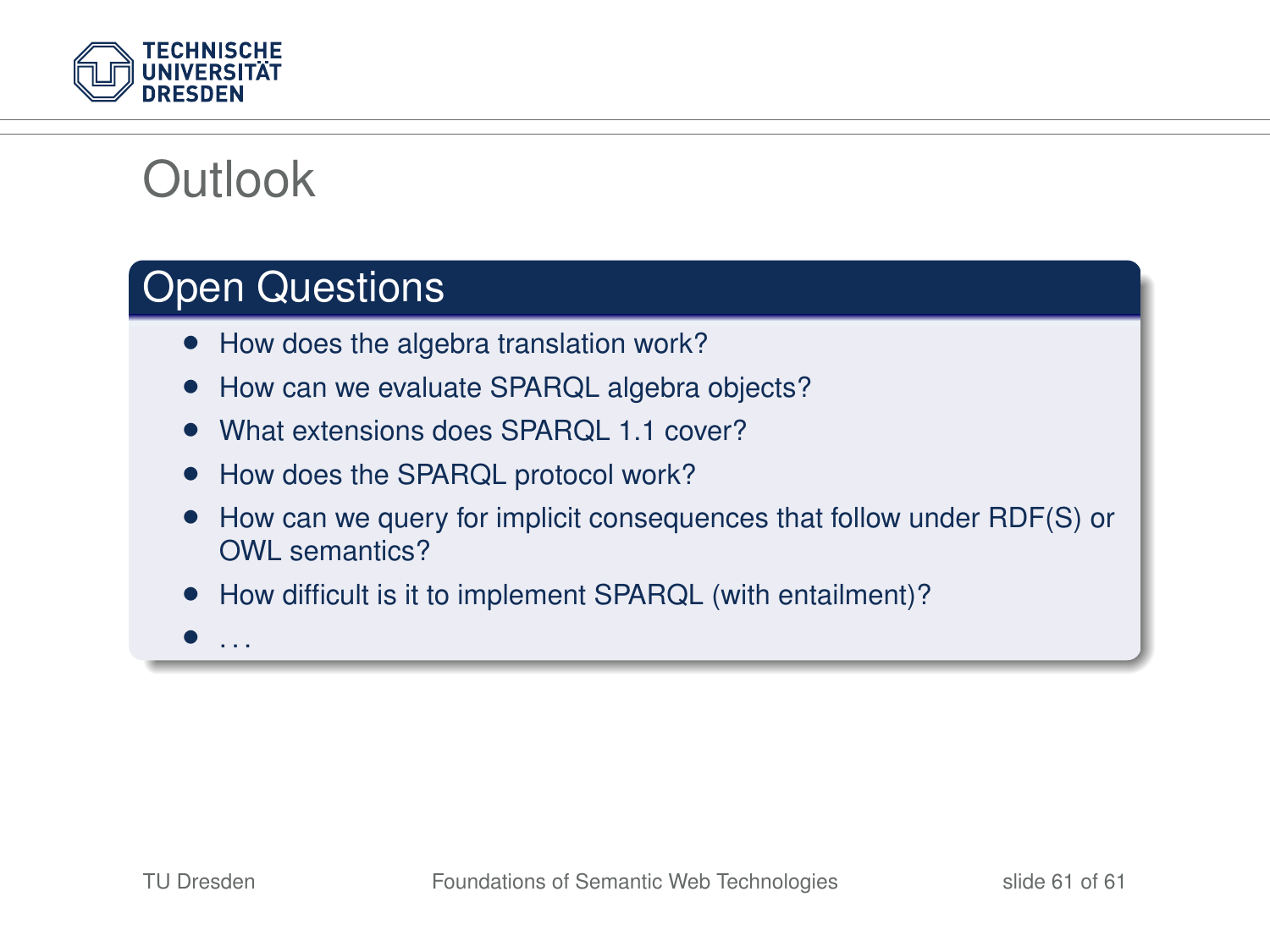# Outlook

## Open Questions

- How does the algebra translation work?
- How can we evaluate SPARQL algebra objects?
- What extensions does SPARQL 1.1 cover?
- How does the SPARQL protocol work?
- How can we query for implicit consequences that follow under RDF(S) or OWL semantics?
- How difficult is it to implement SPARQL (with entailment)?
- ...